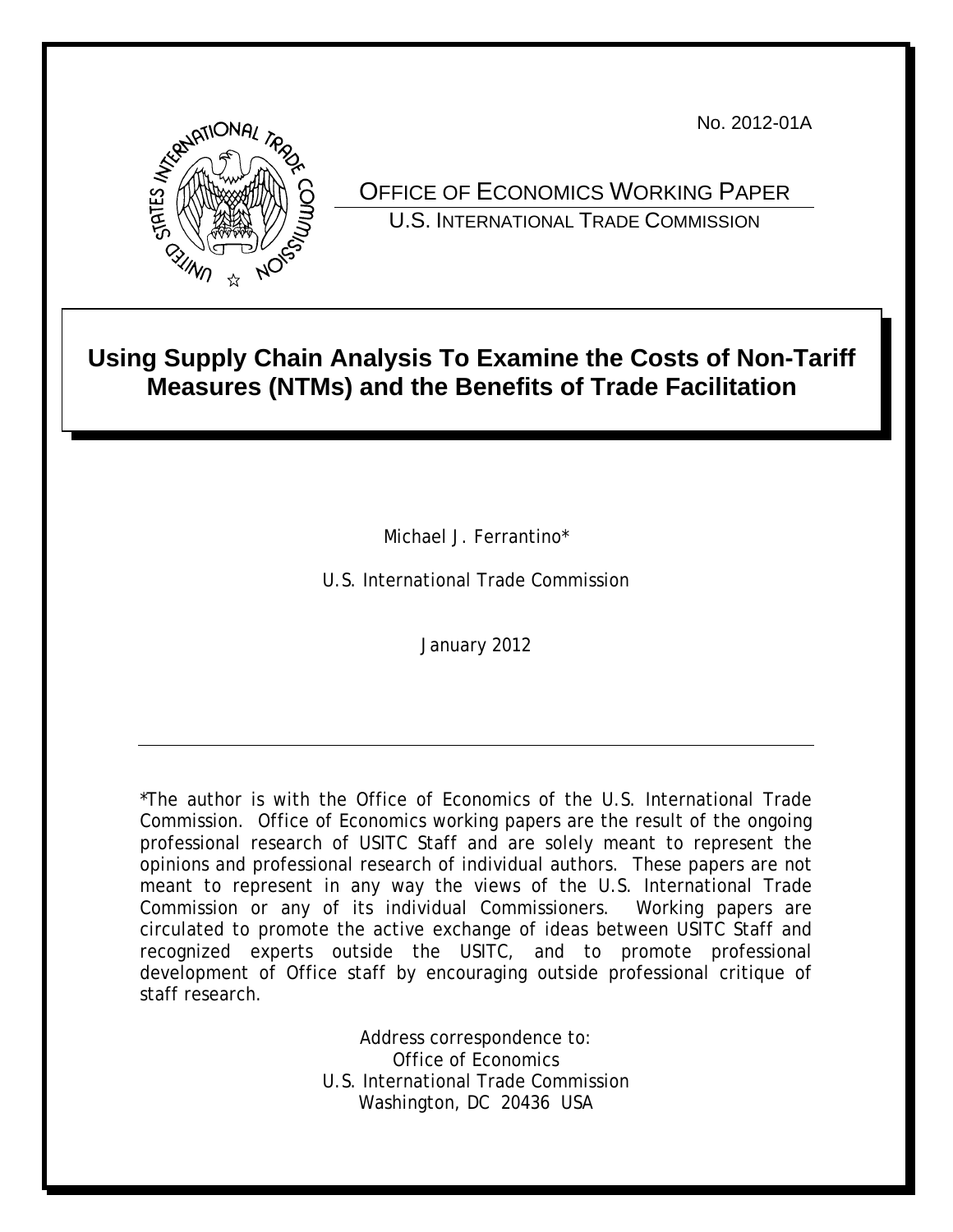No. 2012-01A

OFFICE OF ECONOMICS WORKING PAPER

U.S. INTERNATIONAL TRADE COMMISSION

# Using Supply Chain Analysis To Examine the Costs of Non-Tariff Measures (NTMs) and the Benefits of Trade Facilitation

Michael J. Ferrantino*

U.S. International Trade Commission

January 2012

---

*The author is with the Office of Economics of the U.S. International Trade Commission. Office of Economics working papers are the result of the ongoing professional research of USITC Staff and are solely meant to represent the opinions and professional research of individual authors. These papers are not meant to represent in any way the views of the U.S. International Trade Commission or any of its individual Commissioners. Working papers are circulated to promote the active exchange of ideas between USITC Staff and recognized experts outside the USITC, and to promote professional development of Office staff by encouraging outside professional critique of staff research.

Address correspondence to:
Office of Economics
U.S. International Trade Commission
Washington, DC 20436 USA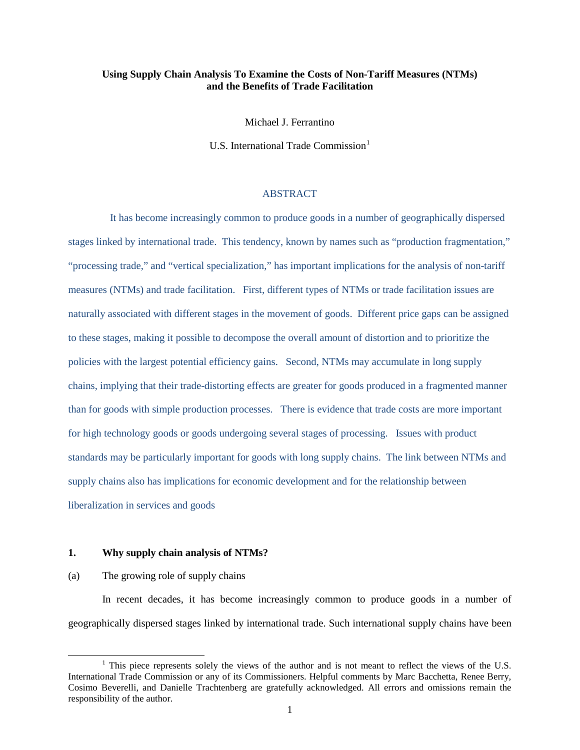**Using Supply Chain Analysis To Examine the Costs of Non-Tariff Measures (NTMs) and the Benefits of Trade Facilitation**

Michael J. Ferrantino

U.S. International Trade Commission[1]

## ABSTRACT

It has become increasingly common to produce goods in a number of geographically dispersed stages linked by international trade. This tendency, known by names such as "production fragmentation," "processing trade," and "vertical specialization," has important implications for the analysis of non-tariff measures (NTMs) and trade facilitation. First, different types of NTMs or trade facilitation issues are naturally associated with different stages in the movement of goods. Different price gaps can be assigned to these stages, making it possible to decompose the overall amount of distortion and to prioritize the policies with the largest potential efficiency gains. Second, NTMs may accumulate in long supply chains, implying that their trade-distorting effects are greater for goods produced in a fragmented manner than for goods with simple production processes. There is evidence that trade costs are more important for high technology goods or goods undergoing several stages of processing. Issues with product standards may be particularly important for goods with long supply chains. The link between NTMs and supply chains also has implications for economic development and for the relationship between liberalization in services and goods

## 1. Why supply chain analysis of NTMs?

### (a) The growing role of supply chains

In recent decades, it has become increasingly common to produce goods in a number of geographically dispersed stages linked by international trade. Such international supply chains have been

[1] This piece represents solely the views of the author and is not meant to reflect the views of the U.S. International Trade Commission or any of its Commissioners. Helpful comments by Marc Bacchetta, Renee Berry, Cosimo Beverelli, and Danielle Trachtenberg are gratefully acknowledged. All errors and omissions remain the responsibility of the author.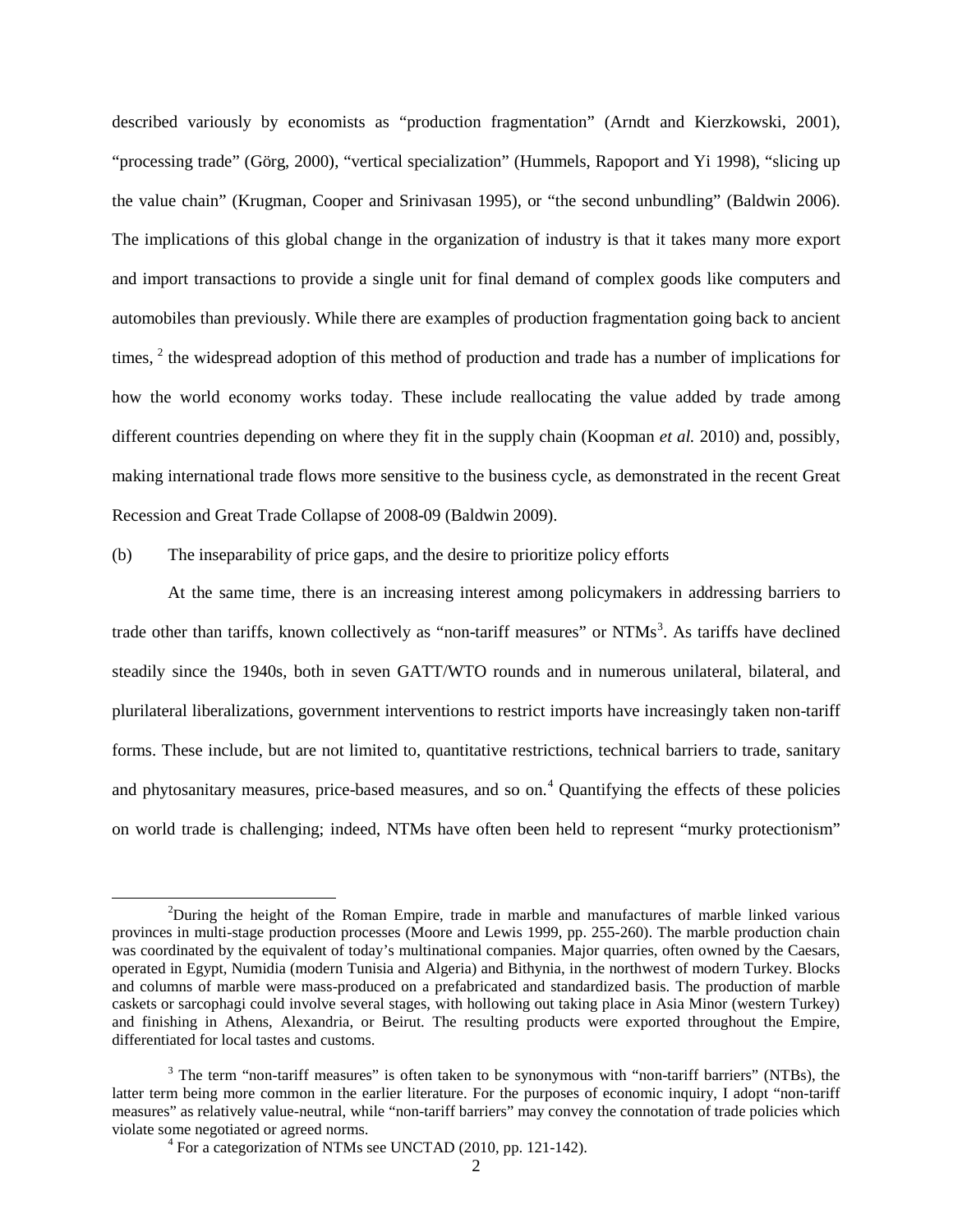described variously by economists as "production fragmentation" (Arndt and Kierzkowski, 2001), "processing trade" (Görg, 2000), "vertical specialization" (Hummels, Rapoport and Yi 1998), "slicing up the value chain" (Krugman, Cooper and Srinivasan 1995), or "the second unbundling" (Baldwin 2006). The implications of this global change in the organization of industry is that it takes many more export and import transactions to provide a single unit for final demand of complex goods like computers and automobiles than previously. While there are examples of production fragmentation going back to ancient times, [2] the widespread adoption of this method of production and trade has a number of implications for how the world economy works today. These include reallocating the value added by trade among different countries depending on where they fit in the supply chain (Koopman *et al.* 2010) and, possibly, making international trade flows more sensitive to the business cycle, as demonstrated in the recent Great Recession and Great Trade Collapse of 2008-09 (Baldwin 2009).

(b) The inseparability of price gaps, and the desire to prioritize policy efforts

At the same time, there is an increasing interest among policymakers in addressing barriers to trade other than tariffs, known collectively as "non-tariff measures" or NTMs[3]. As tariffs have declined steadily since the 1940s, both in seven GATT/WTO rounds and in numerous unilateral, bilateral, and plurilateral liberalizations, government interventions to restrict imports have increasingly taken non-tariff forms. These include, but are not limited to, quantitative restrictions, technical barriers to trade, sanitary and phytosanitary measures, price-based measures, and so on.[4] Quantifying the effects of these policies on world trade is challenging; indeed, NTMs have often been held to represent "murky protectionism"

---

[2] During the height of the Roman Empire, trade in marble and manufactures of marble linked various provinces in multi-stage production processes (Moore and Lewis 1999, pp. 255-260). The marble production chain was coordinated by the equivalent of today's multinational companies. Major quarries, often owned by the Caesars, operated in Egypt, Numidia (modern Tunisia and Algeria) and Bithynia, in the northwest of modern Turkey. Blocks and columns of marble were mass-produced on a prefabricated and standardized basis. The production of marble caskets or sarcophagi could involve several stages, with hollowing out taking place in Asia Minor (western Turkey) and finishing in Athens, Alexandria, or Beirut. The resulting products were exported throughout the Empire, differentiated for local tastes and customs.

[3] The term "non-tariff measures" is often taken to be synonymous with "non-tariff barriers" (NTBs), the latter term being more common in the earlier literature. For the purposes of economic inquiry, I adopt "non-tariff measures" as relatively value-neutral, while "non-tariff barriers" may convey the connotation of trade policies which violate some negotiated or agreed norms.

[4] For a categorization of NTMs see UNCTAD (2010, pp. 121-142).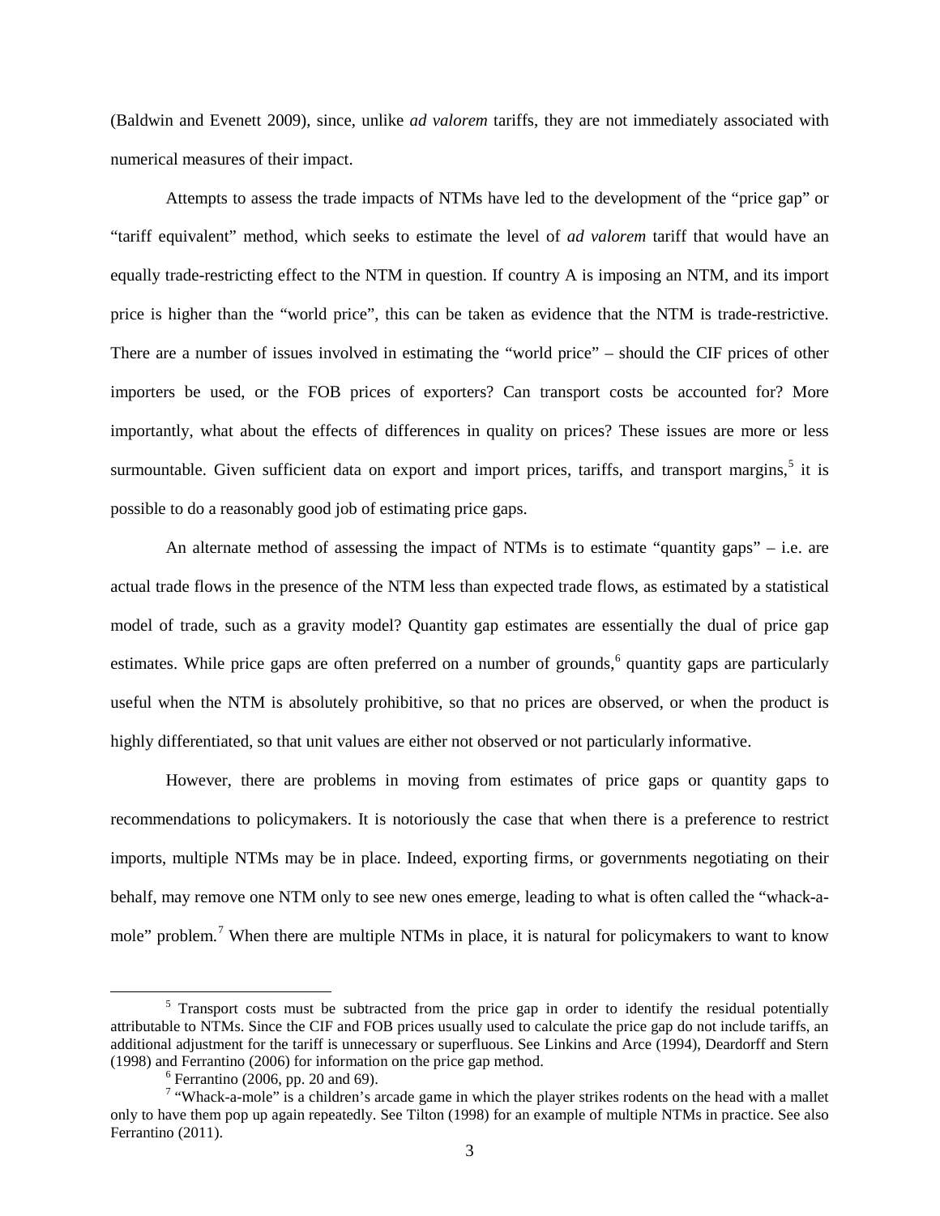(Baldwin and Evenett 2009), since, unlike *ad valorem* tariffs, they are not immediately associated with numerical measures of their impact.

Attempts to assess the trade impacts of NTMs have led to the development of the "price gap" or "tariff equivalent" method, which seeks to estimate the level of *ad valorem* tariff that would have an equally trade-restricting effect to the NTM in question. If country A is imposing an NTM, and its import price is higher than the "world price", this can be taken as evidence that the NTM is trade-restrictive. There are a number of issues involved in estimating the "world price" – should the CIF prices of other importers be used, or the FOB prices of exporters? Can transport costs be accounted for? More importantly, what about the effects of differences in quality on prices? These issues are more or less surmountable. Given sufficient data on export and import prices, tariffs, and transport margins,[5] it is possible to do a reasonably good job of estimating price gaps.

An alternate method of assessing the impact of NTMs is to estimate "quantity gaps" – i.e. are actual trade flows in the presence of the NTM less than expected trade flows, as estimated by a statistical model of trade, such as a gravity model? Quantity gap estimates are essentially the dual of price gap estimates. While price gaps are often preferred on a number of grounds,[6] quantity gaps are particularly useful when the NTM is absolutely prohibitive, so that no prices are observed, or when the product is highly differentiated, so that unit values are either not observed or not particularly informative.

However, there are problems in moving from estimates of price gaps or quantity gaps to recommendations to policymakers. It is notoriously the case that when there is a preference to restrict imports, multiple NTMs may be in place. Indeed, exporting firms, or governments negotiating on their behalf, may remove one NTM only to see new ones emerge, leading to what is often called the "whack-a-mole" problem.[7] When there are multiple NTMs in place, it is natural for policymakers to want to know

---

[5] Transport costs must be subtracted from the price gap in order to identify the residual potentially attributable to NTMs. Since the CIF and FOB prices usually used to calculate the price gap do not include tariffs, an additional adjustment for the tariff is unnecessary or superfluous. See Linkins and Arce (1994), Deardorff and Stern (1998) and Ferrantino (2006) for information on the price gap method.

[6] Ferrantino (2006, pp. 20 and 69).

[7] "Whack-a-mole" is a children's arcade game in which the player strikes rodents on the head with a mallet only to have them pop up again repeatedly. See Tilton (1998) for an example of multiple NTMs in practice. See also Ferrantino (2011).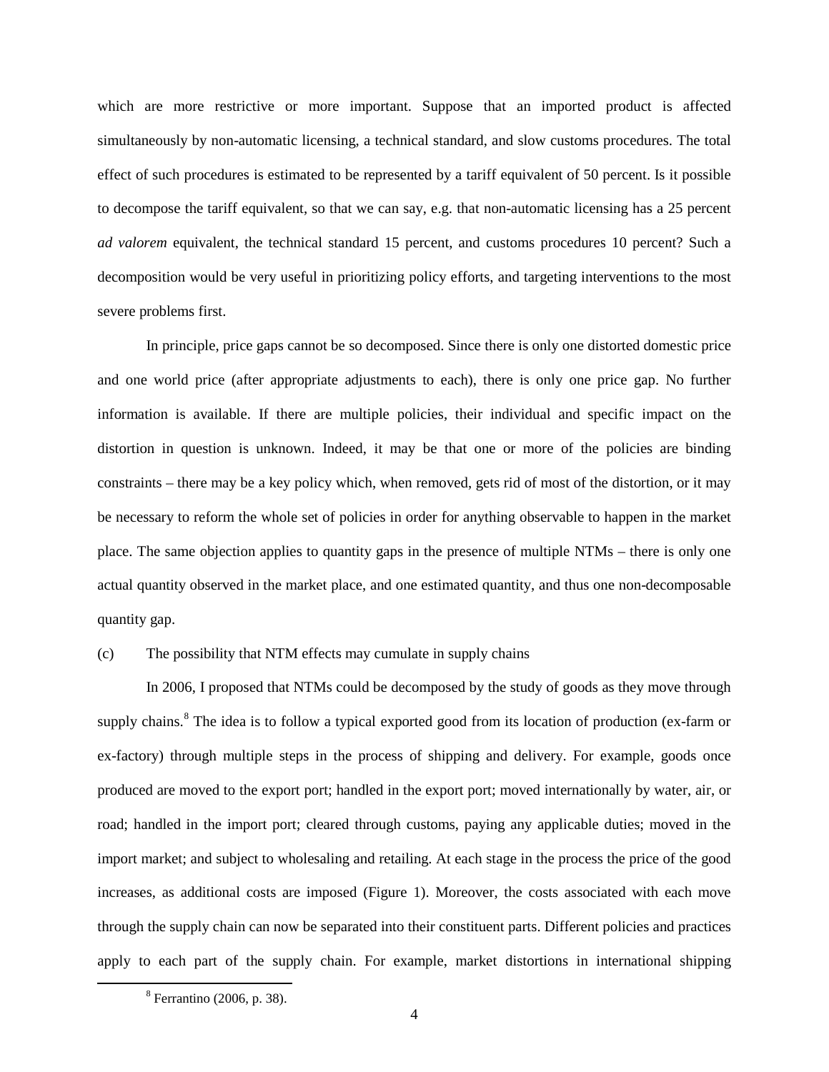which are more restrictive or more important. Suppose that an imported product is affected simultaneously by non-automatic licensing, a technical standard, and slow customs procedures. The total effect of such procedures is estimated to be represented by a tariff equivalent of 50 percent. Is it possible to decompose the tariff equivalent, so that we can say, e.g. that non-automatic licensing has a 25 percent *ad valorem* equivalent, the technical standard 15 percent, and customs procedures 10 percent? Such a decomposition would be very useful in prioritizing policy efforts, and targeting interventions to the most severe problems first.

In principle, price gaps cannot be so decomposed. Since there is only one distorted domestic price and one world price (after appropriate adjustments to each), there is only one price gap. No further information is available. If there are multiple policies, their individual and specific impact on the distortion in question is unknown. Indeed, it may be that one or more of the policies are binding constraints – there may be a key policy which, when removed, gets rid of most of the distortion, or it may be necessary to reform the whole set of policies in order for anything observable to happen in the market place. The same objection applies to quantity gaps in the presence of multiple NTMs – there is only one actual quantity observed in the market place, and one estimated quantity, and thus one non-decomposable quantity gap.

(c) The possibility that NTM effects may cumulate in supply chains

In 2006, I proposed that NTMs could be decomposed by the study of goods as they move through supply chains.[8] The idea is to follow a typical exported good from its location of production (ex-farm or ex-factory) through multiple steps in the process of shipping and delivery. For example, goods once produced are moved to the export port; handled in the export port; moved internationally by water, air, or road; handled in the import port; cleared through customs, paying any applicable duties; moved in the import market; and subject to wholesaling and retailing. At each stage in the process the price of the good increases, as additional costs are imposed (Figure 1). Moreover, the costs associated with each move through the supply chain can now be separated into their constituent parts. Different policies and practices apply to each part of the supply chain. For example, market distortions in international shipping

[8] Ferrantino (2006, p. 38).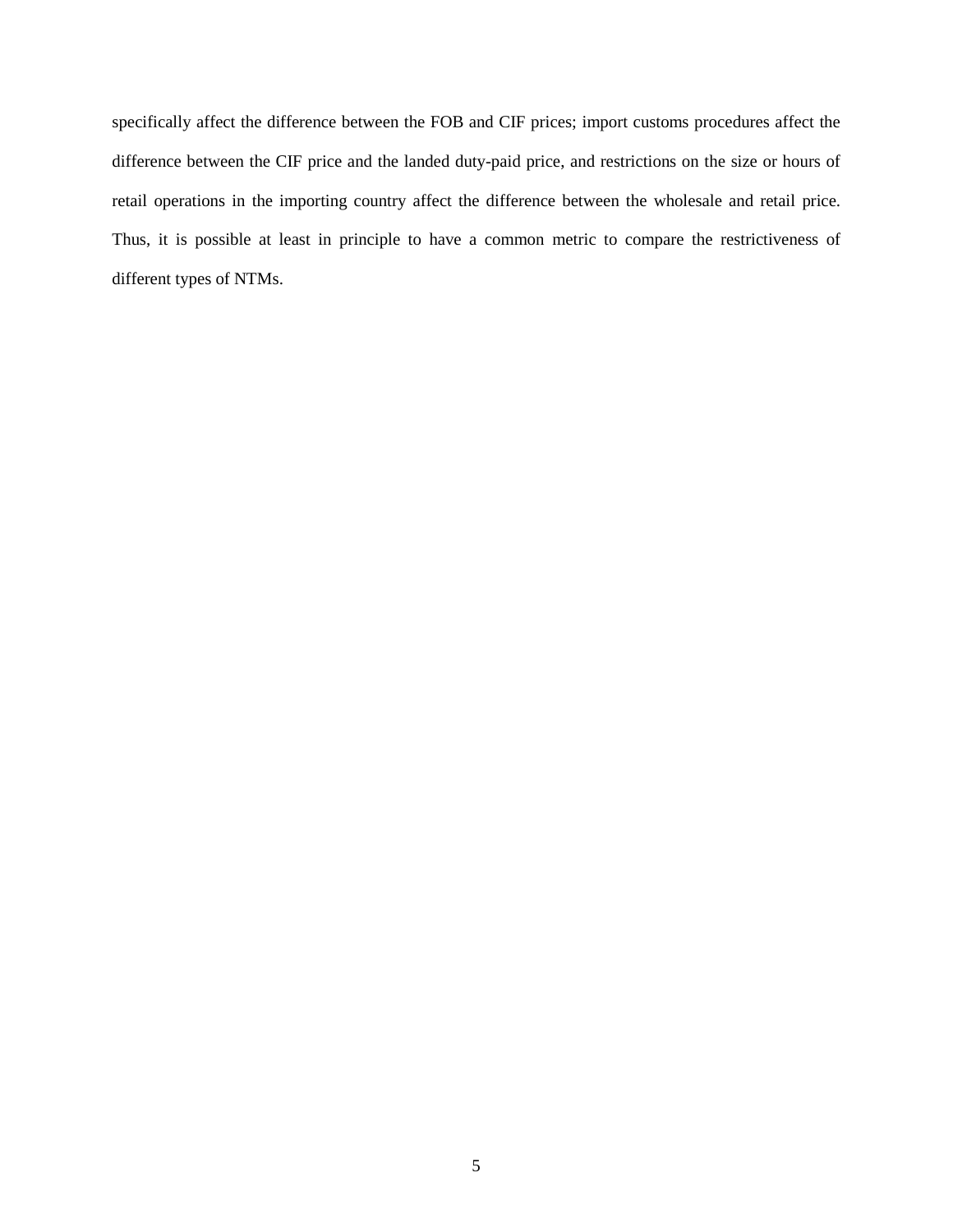specifically affect the difference between the FOB and CIF prices; import customs procedures affect the difference between the CIF price and the landed duty-paid price, and restrictions on the size or hours of retail operations in the importing country affect the difference between the wholesale and retail price. Thus, it is possible at least in principle to have a common metric to compare the restrictiveness of different types of NTMs.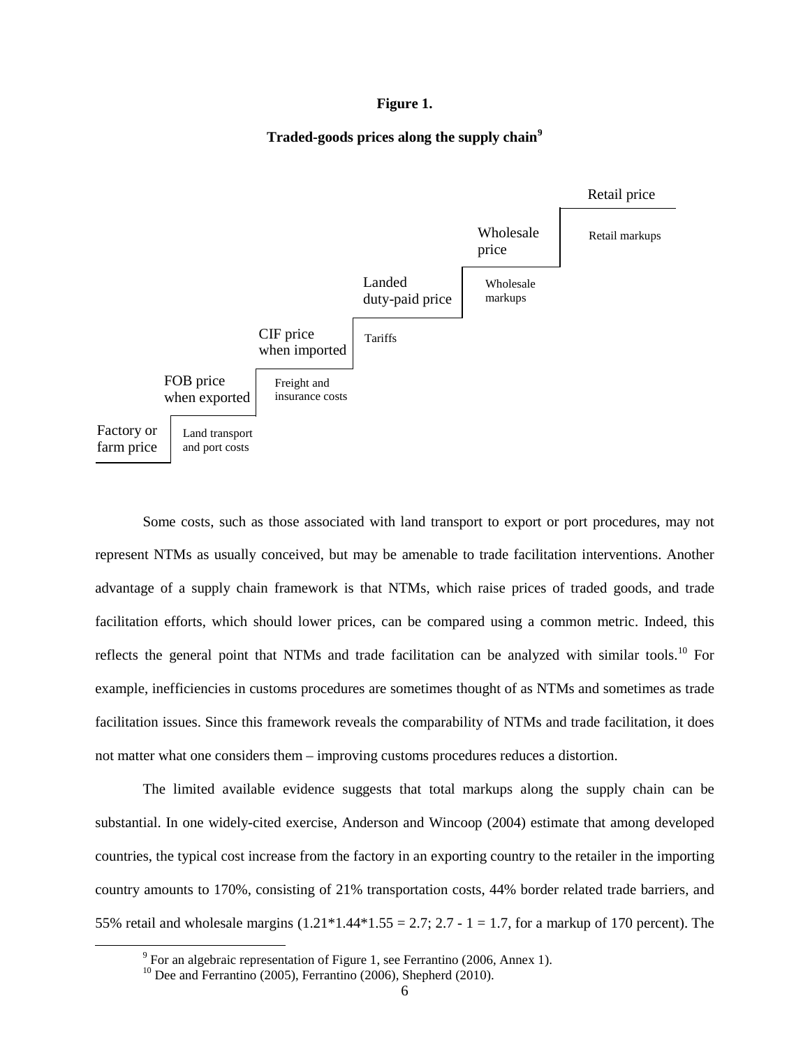**Figure 1.**

**Traded-goods prices along the supply chain**[9]

Retail price

Retail markups

Wholesale price

Wholesale markups

Landed duty-paid price

Tariffs

CIF price when imported

Freight and insurance costs

FOB price when exported

Land transport and port costs

Factory or farm price

Some costs, such as those associated with land transport to export or port procedures, may not represent NTMs as usually conceived, but may be amenable to trade facilitation interventions. Another advantage of a supply chain framework is that NTMs, which raise prices of traded goods, and trade facilitation efforts, which should lower prices, can be compared using a common metric. Indeed, this reflects the general point that NTMs and trade facilitation can be analyzed with similar tools.[10] For example, inefficiencies in customs procedures are sometimes thought of as NTMs and sometimes as trade facilitation issues. Since this framework reveals the comparability of NTMs and trade facilitation, it does not matter what one considers them – improving customs procedures reduces a distortion.

The limited available evidence suggests that total markups along the supply chain can be substantial. In one widely-cited exercise, Anderson and Wincoop (2004) estimate that among developed countries, the typical cost increase from the factory in an exporting country to the retailer in the importing country amounts to 170%, consisting of 21% transportation costs, 44% border related trade barriers, and 55% retail and wholesale margins ($1.21*1.44*1.55 = 2.7$; $2.7 - 1 = 1.7$, for a markup of 170 percent). The

[9] For an algebraic representation of Figure 1, see Ferrantino (2006, Annex 1).

[10] Dee and Ferrantino (2005), Ferrantino (2006), Shepherd (2010).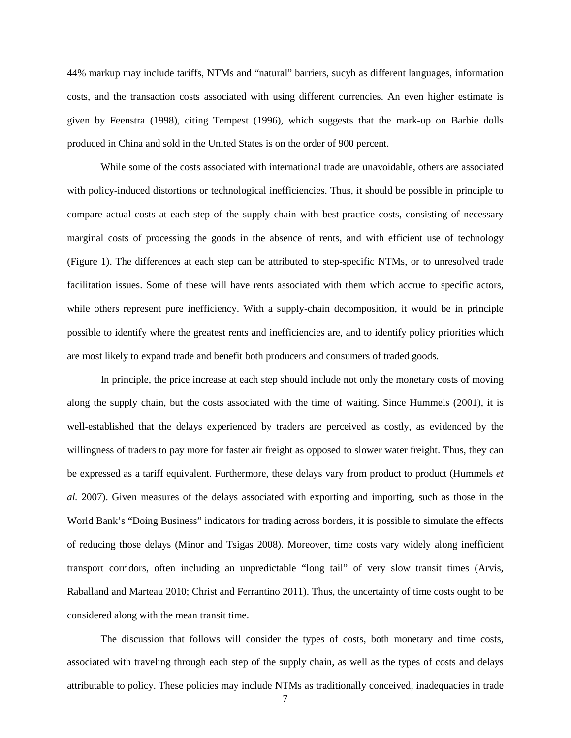44% markup may include tariffs, NTMs and "natural" barriers, sucyh as different languages, information costs, and the transaction costs associated with using different currencies. An even higher estimate is given by Feenstra (1998), citing Tempest (1996), which suggests that the mark-up on Barbie dolls produced in China and sold in the United States is on the order of 900 percent.

While some of the costs associated with international trade are unavoidable, others are associated with policy-induced distortions or technological inefficiencies. Thus, it should be possible in principle to compare actual costs at each step of the supply chain with best-practice costs, consisting of necessary marginal costs of processing the goods in the absence of rents, and with efficient use of technology (Figure 1). The differences at each step can be attributed to step-specific NTMs, or to unresolved trade facilitation issues. Some of these will have rents associated with them which accrue to specific actors, while others represent pure inefficiency. With a supply-chain decomposition, it would be in principle possible to identify where the greatest rents and inefficiencies are, and to identify policy priorities which are most likely to expand trade and benefit both producers and consumers of traded goods.

In principle, the price increase at each step should include not only the monetary costs of moving along the supply chain, but the costs associated with the time of waiting. Since Hummels (2001), it is well-established that the delays experienced by traders are perceived as costly, as evidenced by the willingness of traders to pay more for faster air freight as opposed to slower water freight. Thus, they can be expressed as a tariff equivalent. Furthermore, these delays vary from product to product (Hummels *et al.* 2007). Given measures of the delays associated with exporting and importing, such as those in the World Bank's "Doing Business" indicators for trading across borders, it is possible to simulate the effects of reducing those delays (Minor and Tsigas 2008). Moreover, time costs vary widely along inefficient transport corridors, often including an unpredictable "long tail" of very slow transit times (Arvis, Raballand and Marteau 2010; Christ and Ferrantino 2011). Thus, the uncertainty of time costs ought to be considered along with the mean transit time.

The discussion that follows will consider the types of costs, both monetary and time costs, associated with traveling through each step of the supply chain, as well as the types of costs and delays attributable to policy. These policies may include NTMs as traditionally conceived, inadequacies in trade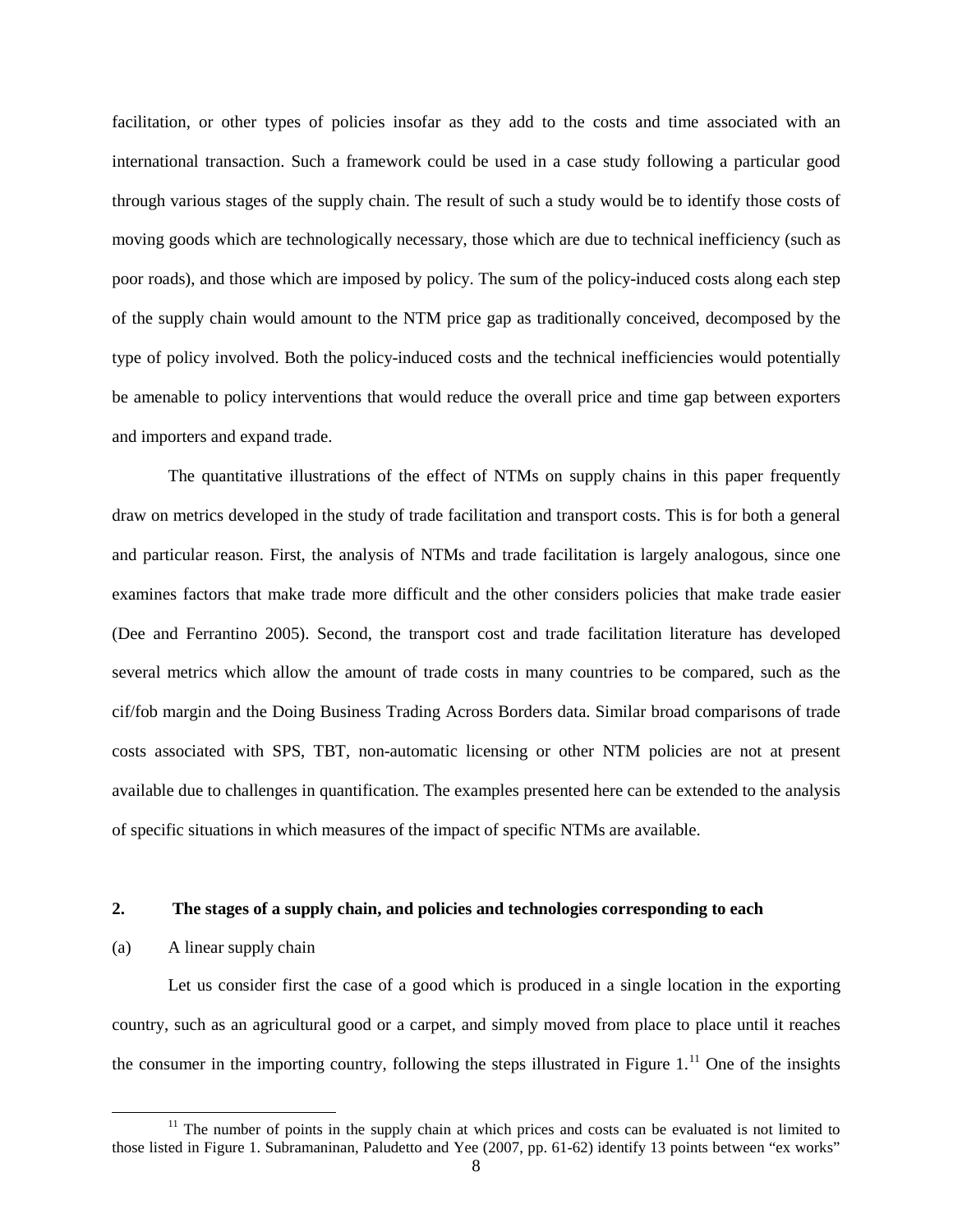facilitation, or other types of policies insofar as they add to the costs and time associated with an international transaction. Such a framework could be used in a case study following a particular good through various stages of the supply chain. The result of such a study would be to identify those costs of moving goods which are technologically necessary, those which are due to technical inefficiency (such as poor roads), and those which are imposed by policy. The sum of the policy-induced costs along each step of the supply chain would amount to the NTM price gap as traditionally conceived, decomposed by the type of policy involved. Both the policy-induced costs and the technical inefficiencies would potentially be amenable to policy interventions that would reduce the overall price and time gap between exporters and importers and expand trade.

The quantitative illustrations of the effect of NTMs on supply chains in this paper frequently draw on metrics developed in the study of trade facilitation and transport costs. This is for both a general and particular reason. First, the analysis of NTMs and trade facilitation is largely analogous, since one examines factors that make trade more difficult and the other considers policies that make trade easier (Dee and Ferrantino 2005). Second, the transport cost and trade facilitation literature has developed several metrics which allow the amount of trade costs in many countries to be compared, such as the cif/fob margin and the Doing Business Trading Across Borders data. Similar broad comparisons of trade costs associated with SPS, TBT, non-automatic licensing or other NTM policies are not at present available due to challenges in quantification. The examples presented here can be extended to the analysis of specific situations in which measures of the impact of specific NTMs are available.

## 2. The stages of a supply chain, and policies and technologies corresponding to each

(a) A linear supply chain

Let us consider first the case of a good which is produced in a single location in the exporting country, such as an agricultural good or a carpet, and simply moved from place to place until it reaches the consumer in the importing country, following the steps illustrated in Figure 1.[11] One of the insights

[11] The number of points in the supply chain at which prices and costs can be evaluated is not limited to those listed in Figure 1. Subramaninan, Paludetto and Yee (2007, pp. 61-62) identify 13 points between "ex works"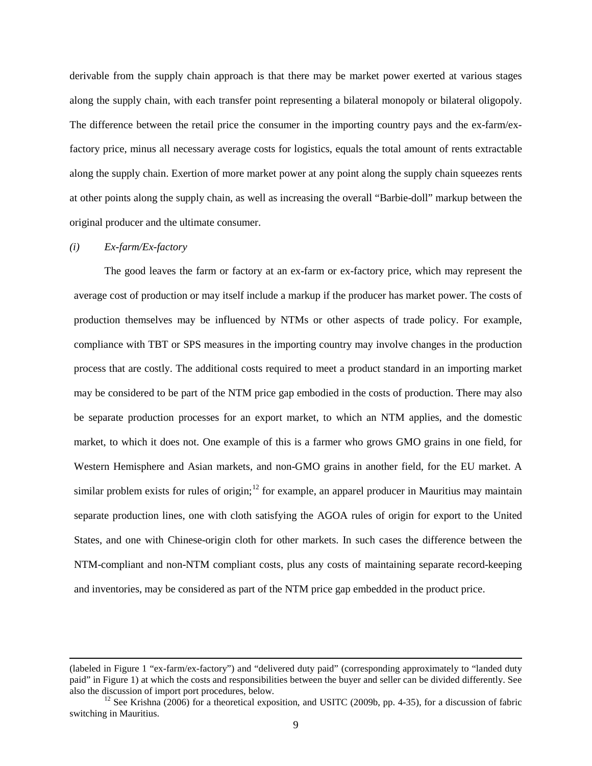derivable from the supply chain approach is that there may be market power exerted at various stages along the supply chain, with each transfer point representing a bilateral monopoly or bilateral oligopoly. The difference between the retail price the consumer in the importing country pays and the ex-farm/ex-factory price, minus all necessary average costs for logistics, equals the total amount of rents extractable along the supply chain. Exertion of more market power at any point along the supply chain squeezes rents at other points along the supply chain, as well as increasing the overall "Barbie-doll" markup between the original producer and the ultimate consumer.

*(i) Ex-farm/Ex-factory*

The good leaves the farm or factory at an ex-farm or ex-factory price, which may represent the average cost of production or may itself include a markup if the producer has market power. The costs of production themselves may be influenced by NTMs or other aspects of trade policy. For example, compliance with TBT or SPS measures in the importing country may involve changes in the production process that are costly. The additional costs required to meet a product standard in an importing market may be considered to be part of the NTM price gap embodied in the costs of production. There may also be separate production processes for an export market, to which an NTM applies, and the domestic market, to which it does not. One example of this is a farmer who grows GMO grains in one field, for Western Hemisphere and Asian markets, and non-GMO grains in another field, for the EU market. A similar problem exists for rules of origin;[12] for example, an apparel producer in Mauritius may maintain separate production lines, one with cloth satisfying the AGOA rules of origin for export to the United States, and one with Chinese-origin cloth for other markets. In such cases the difference between the NTM-compliant and non-NTM compliant costs, plus any costs of maintaining separate record-keeping and inventories, may be considered as part of the NTM price gap embedded in the product price.

---

(labeled in Figure 1 "ex-farm/ex-factory") and "delivered duty paid" (corresponding approximately to "landed duty paid" in Figure 1) at which the costs and responsibilities between the buyer and seller can be divided differently. See also the discussion of import port procedures, below.

[12] See Krishna (2006) for a theoretical exposition, and USITC (2009b, pp. 4-35), for a discussion of fabric switching in Mauritius.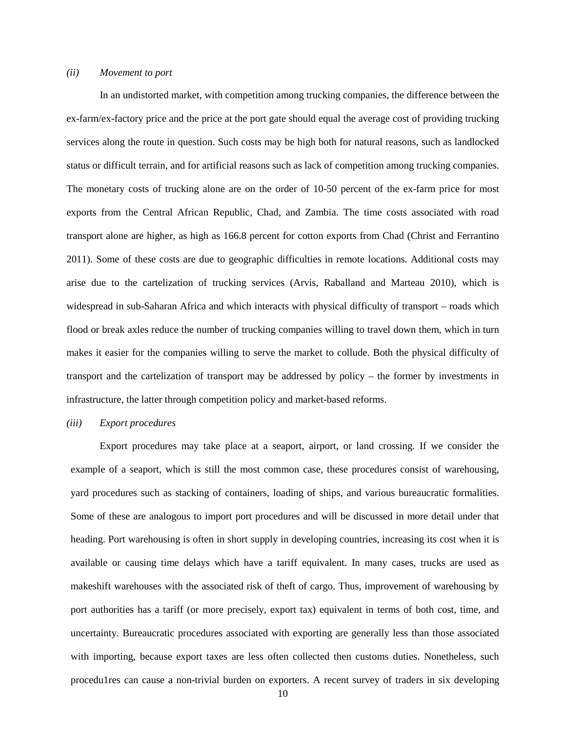*(ii) Movement to port*

In an undistorted market, with competition among trucking companies, the difference between the ex-farm/ex-factory price and the price at the port gate should equal the average cost of providing trucking services along the route in question. Such costs may be high both for natural reasons, such as landlocked status or difficult terrain, and for artificial reasons such as lack of competition among trucking companies. The monetary costs of trucking alone are on the order of 10-50 percent of the ex-farm price for most exports from the Central African Republic, Chad, and Zambia. The time costs associated with road transport alone are higher, as high as 166.8 percent for cotton exports from Chad (Christ and Ferrantino 2011). Some of these costs are due to geographic difficulties in remote locations. Additional costs may arise due to the cartelization of trucking services (Arvis, Raballand and Marteau 2010), which is widespread in sub-Saharan Africa and which interacts with physical difficulty of transport – roads which flood or break axles reduce the number of trucking companies willing to travel down them, which in turn makes it easier for the companies willing to serve the market to collude. Both the physical difficulty of transport and the cartelization of transport may be addressed by policy – the former by investments in infrastructure, the latter through competition policy and market-based reforms.

*(iii) Export procedures*

Export procedures may take place at a seaport, airport, or land crossing. If we consider the example of a seaport, which is still the most common case, these procedures consist of warehousing, yard procedures such as stacking of containers, loading of ships, and various bureaucratic formalities. Some of these are analogous to import port procedures and will be discussed in more detail under that heading. Port warehousing is often in short supply in developing countries, increasing its cost when it is available or causing time delays which have a tariff equivalent. In many cases, trucks are used as makeshift warehouses with the associated risk of theft of cargo. Thus, improvement of warehousing by port authorities has a tariff (or more precisely, export tax) equivalent in terms of both cost, time, and uncertainty. Bureaucratic procedures associated with exporting are generally less than those associated with importing, because export taxes are less often collected then customs duties. Nonetheless, such procedu1res can cause a non-trivial burden on exporters. A recent survey of traders in six developing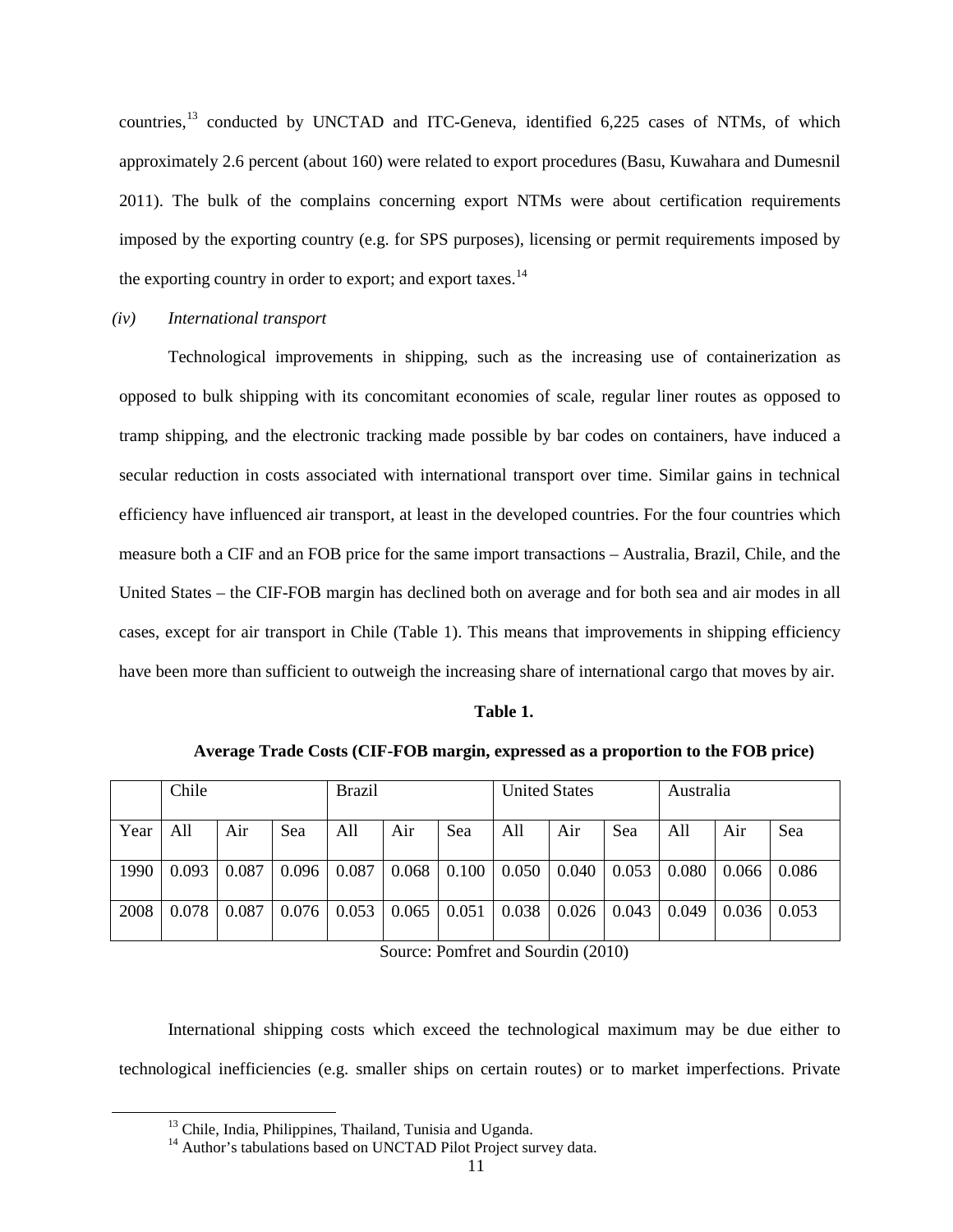countries,[13] conducted by UNCTAD and ITC-Geneva, identified 6,225 cases of NTMs, of which approximately 2.6 percent (about 160) were related to export procedures (Basu, Kuwahara and Dumesnil 2011). The bulk of the complains concerning export NTMs were about certification requirements imposed by the exporting country (e.g. for SPS purposes), licensing or permit requirements imposed by the exporting country in order to export; and export taxes.[14]

*(iv) International transport*

Technological improvements in shipping, such as the increasing use of containerization as opposed to bulk shipping with its concomitant economies of scale, regular liner routes as opposed to tramp shipping, and the electronic tracking made possible by bar codes on containers, have induced a secular reduction in costs associated with international transport over time. Similar gains in technical efficiency have influenced air transport, at least in the developed countries. For the four countries which measure both a CIF and an FOB price for the same import transactions – Australia, Brazil, Chile, and the United States – the CIF-FOB margin has declined both on average and for both sea and air modes in all cases, except for air transport in Chile (Table 1). This means that improvements in shipping efficiency have been more than sufficient to outweigh the increasing share of international cargo that moves by air.

**Table 1.**

**Average Trade Costs (CIF-FOB margin, expressed as a proportion to the FOB price)**

| | Chile | | | Brazil | | | United States | | | Australia | | |
|---|---|---|---|---|---|---|---|---|---|---|---|---|
| Year | All | Air | Sea | All | Air | Sea | All | Air | Sea | All | Air | Sea |
| 1990 | 0.093 | 0.087 | 0.096 | 0.087 | 0.068 | 0.100 | 0.050 | 0.040 | 0.053 | 0.080 | 0.066 | 0.086 |
| 2008 | 0.078 | 0.087 | 0.076 | 0.053 | 0.065 | 0.051 | 0.038 | 0.026 | 0.043 | 0.049 | 0.036 | 0.053 |

Source: Pomfret and Sourdin (2010)

International shipping costs which exceed the technological maximum may be due either to technological inefficiencies (e.g. smaller ships on certain routes) or to market imperfections. Private

[13] Chile, India, Philippines, Thailand, Tunisia and Uganda.

[14] Author's tabulations based on UNCTAD Pilot Project survey data.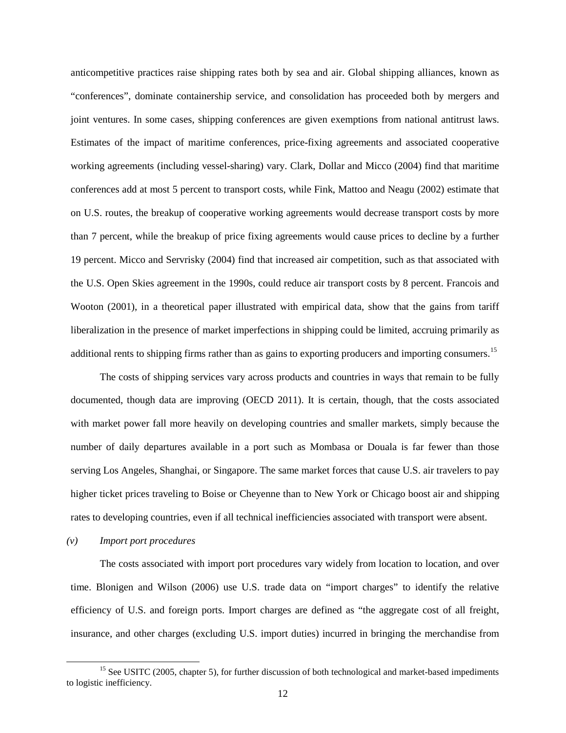anticompetitive practices raise shipping rates both by sea and air. Global shipping alliances, known as "conferences", dominate containership service, and consolidation has proceeded both by mergers and joint ventures. In some cases, shipping conferences are given exemptions from national antitrust laws. Estimates of the impact of maritime conferences, price-fixing agreements and associated cooperative working agreements (including vessel-sharing) vary. Clark, Dollar and Micco (2004) find that maritime conferences add at most 5 percent to transport costs, while Fink, Mattoo and Neagu (2002) estimate that on U.S. routes, the breakup of cooperative working agreements would decrease transport costs by more than 7 percent, while the breakup of price fixing agreements would cause prices to decline by a further 19 percent. Micco and Servrisky (2004) find that increased air competition, such as that associated with the U.S. Open Skies agreement in the 1990s, could reduce air transport costs by 8 percent. Francois and Wooton (2001), in a theoretical paper illustrated with empirical data, show that the gains from tariff liberalization in the presence of market imperfections in shipping could be limited, accruing primarily as additional rents to shipping firms rather than as gains to exporting producers and importing consumers.[15]

The costs of shipping services vary across products and countries in ways that remain to be fully documented, though data are improving (OECD 2011). It is certain, though, that the costs associated with market power fall more heavily on developing countries and smaller markets, simply because the number of daily departures available in a port such as Mombasa or Douala is far fewer than those serving Los Angeles, Shanghai, or Singapore. The same market forces that cause U.S. air travelers to pay higher ticket prices traveling to Boise or Cheyenne than to New York or Chicago boost air and shipping rates to developing countries, even if all technical inefficiencies associated with transport were absent.

*(v) Import port procedures*

The costs associated with import port procedures vary widely from location to location, and over time. Blonigen and Wilson (2006) use U.S. trade data on "import charges" to identify the relative efficiency of U.S. and foreign ports. Import charges are defined as "the aggregate cost of all freight, insurance, and other charges (excluding U.S. import duties) incurred in bringing the merchandise from

[15] See USITC (2005, chapter 5), for further discussion of both technological and market-based impediments to logistic inefficiency.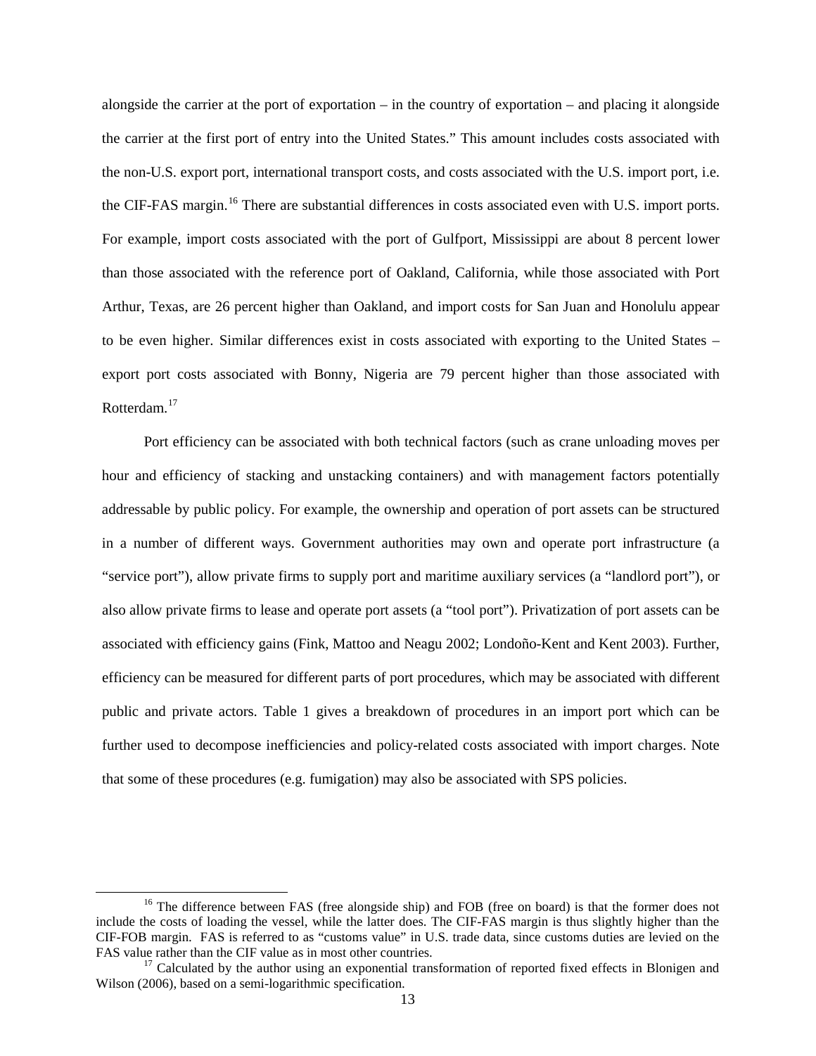alongside the carrier at the port of exportation – in the country of exportation – and placing it alongside the carrier at the first port of entry into the United States." This amount includes costs associated with the non-U.S. export port, international transport costs, and costs associated with the U.S. import port, i.e. the CIF-FAS margin.[16] There are substantial differences in costs associated even with U.S. import ports. For example, import costs associated with the port of Gulfport, Mississippi are about 8 percent lower than those associated with the reference port of Oakland, California, while those associated with Port Arthur, Texas, are 26 percent higher than Oakland, and import costs for San Juan and Honolulu appear to be even higher. Similar differences exist in costs associated with exporting to the United States – export port costs associated with Bonny, Nigeria are 79 percent higher than those associated with Rotterdam.[17]

Port efficiency can be associated with both technical factors (such as crane unloading moves per hour and efficiency of stacking and unstacking containers) and with management factors potentially addressable by public policy. For example, the ownership and operation of port assets can be structured in a number of different ways. Government authorities may own and operate port infrastructure (a "service port"), allow private firms to supply port and maritime auxiliary services (a "landlord port"), or also allow private firms to lease and operate port assets (a "tool port"). Privatization of port assets can be associated with efficiency gains (Fink, Mattoo and Neagu 2002; Londoño-Kent and Kent 2003). Further, efficiency can be measured for different parts of port procedures, which may be associated with different public and private actors. Table 1 gives a breakdown of procedures in an import port which can be further used to decompose inefficiencies and policy-related costs associated with import charges. Note that some of these procedures (e.g. fumigation) may also be associated with SPS policies.

[16] The difference between FAS (free alongside ship) and FOB (free on board) is that the former does not include the costs of loading the vessel, while the latter does. The CIF-FAS margin is thus slightly higher than the CIF-FOB margin. FAS is referred to as "customs value" in U.S. trade data, since customs duties are levied on the FAS value rather than the CIF value as in most other countries.

[17] Calculated by the author using an exponential transformation of reported fixed effects in Blonigen and Wilson (2006), based on a semi-logarithmic specification.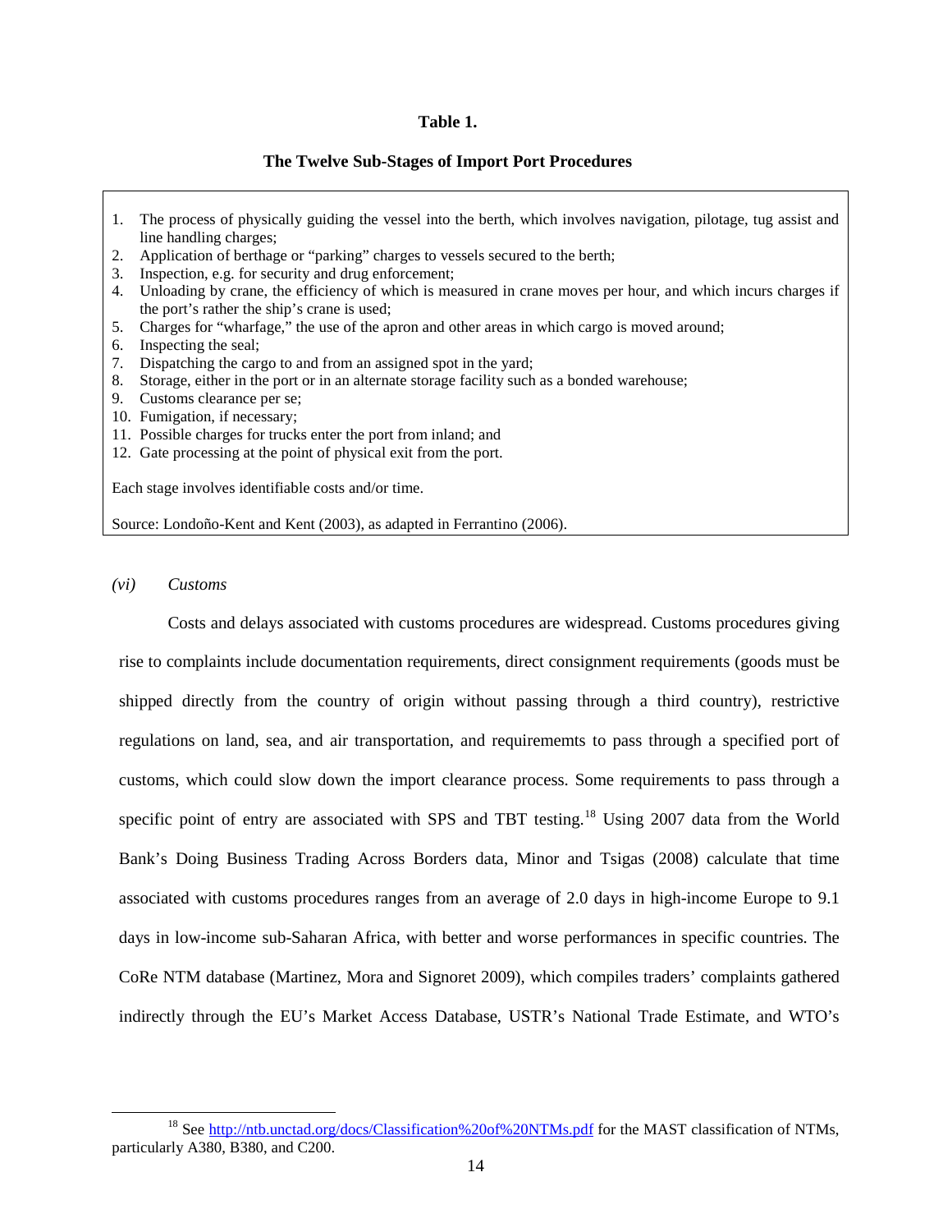**Table 1.**

**The Twelve Sub-Stages of Import Port Procedures**

1. The process of physically guiding the vessel into the berth, which involves navigation, pilotage, tug assist and line handling charges;
2. Application of berthage or "parking" charges to vessels secured to the berth;
3. Inspection, e.g. for security and drug enforcement;
4. Unloading by crane, the efficiency of which is measured in crane moves per hour, and which incurs charges if the port's rather the ship's crane is used;
5. Charges for "wharfage," the use of the apron and other areas in which cargo is moved around;
6. Inspecting the seal;
7. Dispatching the cargo to and from an assigned spot in the yard;
8. Storage, either in the port or in an alternate storage facility such as a bonded warehouse;
9. Customs clearance per se;
10. Fumigation, if necessary;
11. Possible charges for trucks enter the port from inland; and
12. Gate processing at the point of physical exit from the port.

Each stage involves identifiable costs and/or time.

Source: Londoño-Kent and Kent (2003), as adapted in Ferrantino (2006).

*(vi) Customs*

Costs and delays associated with customs procedures are widespread. Customs procedures giving rise to complaints include documentation requirements, direct consignment requirements (goods must be shipped directly from the country of origin without passing through a third country), restrictive regulations on land, sea, and air transportation, and requirememts to pass through a specified port of customs, which could slow down the import clearance process. Some requirements to pass through a specific point of entry are associated with SPS and TBT testing.[18] Using 2007 data from the World Bank's Doing Business Trading Across Borders data, Minor and Tsigas (2008) calculate that time associated with customs procedures ranges from an average of 2.0 days in high-income Europe to 9.1 days in low-income sub-Saharan Africa, with better and worse performances in specific countries. The CoRe NTM database (Martinez, Mora and Signoret 2009), which compiles traders' complaints gathered indirectly through the EU's Market Access Database, USTR's National Trade Estimate, and WTO's

[18] See http://ntb.unctad.org/docs/Classification%20of%20NTMs.pdf for the MAST classification of NTMs, particularly A380, B380, and C200.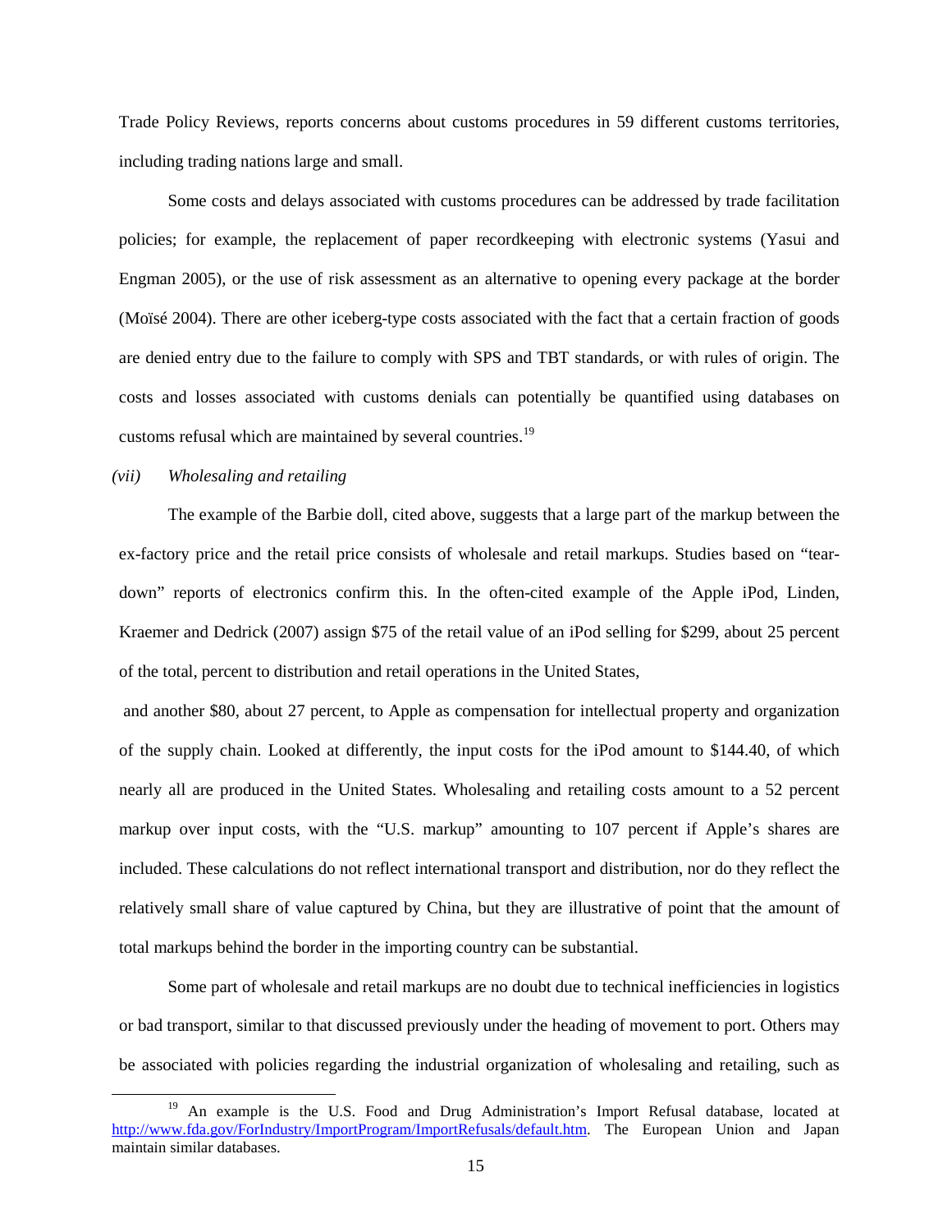Trade Policy Reviews, reports concerns about customs procedures in 59 different customs territories, including trading nations large and small.

Some costs and delays associated with customs procedures can be addressed by trade facilitation policies; for example, the replacement of paper recordkeeping with electronic systems (Yasui and Engman 2005), or the use of risk assessment as an alternative to opening every package at the border (Moïsé 2004). There are other iceberg-type costs associated with the fact that a certain fraction of goods are denied entry due to the failure to comply with SPS and TBT standards, or with rules of origin. The costs and losses associated with customs denials can potentially be quantified using databases on customs refusal which are maintained by several countries.[19]

*(vii) Wholesaling and retailing*

The example of the Barbie doll, cited above, suggests that a large part of the markup between the ex-factory price and the retail price consists of wholesale and retail markups. Studies based on "tear-down" reports of electronics confirm this. In the often-cited example of the Apple iPod, Linden, Kraemer and Dedrick (2007) assign $75 of the retail value of an iPod selling for $299, about 25 percent of the total, percent to distribution and retail operations in the United States,

and another $80, about 27 percent, to Apple as compensation for intellectual property and organization of the supply chain. Looked at differently, the input costs for the iPod amount to $144.40, of which nearly all are produced in the United States. Wholesaling and retailing costs amount to a 52 percent markup over input costs, with the "U.S. markup" amounting to 107 percent if Apple's shares are included. These calculations do not reflect international transport and distribution, nor do they reflect the relatively small share of value captured by China, but they are illustrative of point that the amount of total markups behind the border in the importing country can be substantial.

Some part of wholesale and retail markups are no doubt due to technical inefficiencies in logistics or bad transport, similar to that discussed previously under the heading of movement to port. Others may be associated with policies regarding the industrial organization of wholesaling and retailing, such as

---

[19] An example is the U.S. Food and Drug Administration's Import Refusal database, located at http://www.fda.gov/ForIndustry/ImportProgram/ImportRefusals/default.htm. The European Union and Japan maintain similar databases.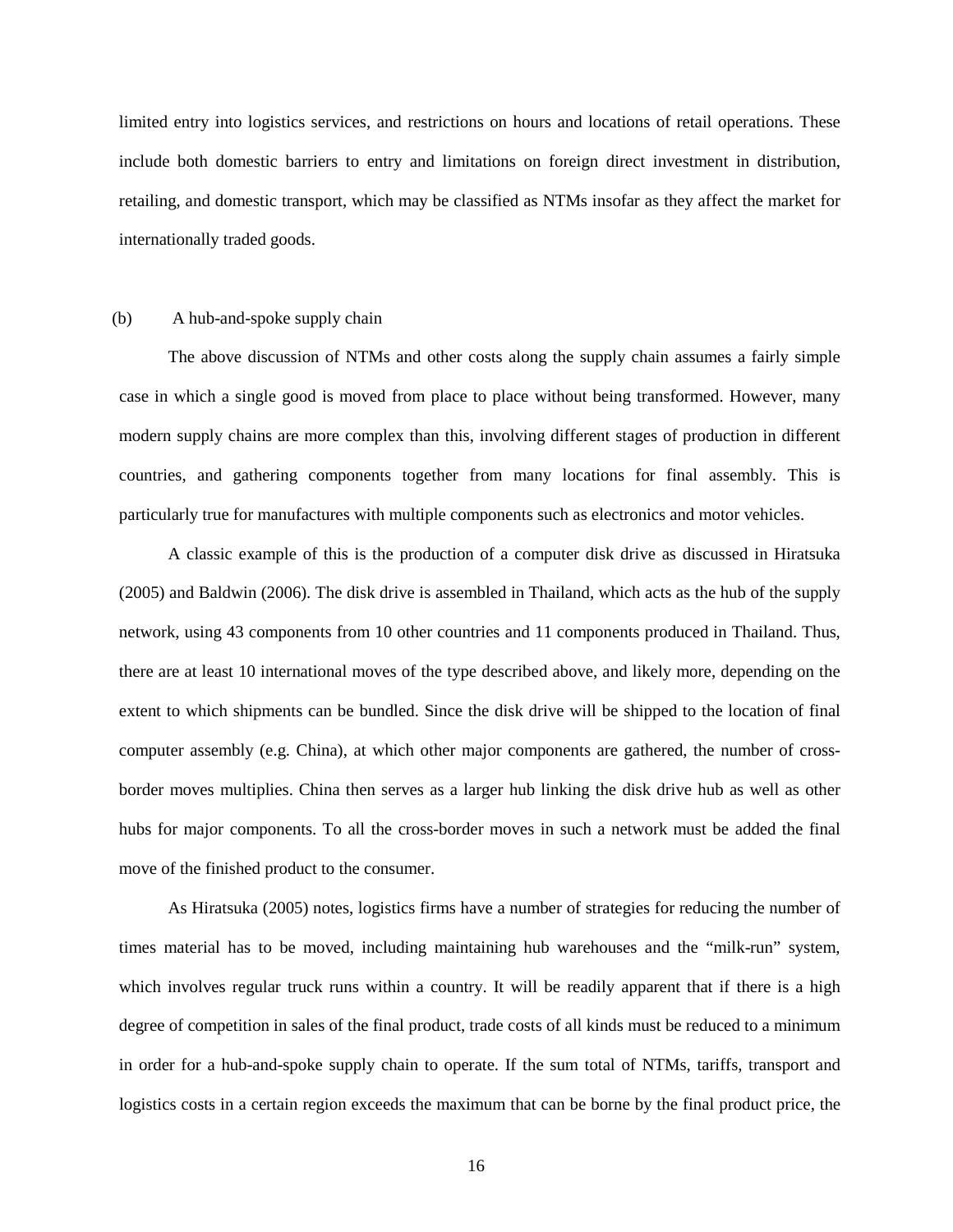limited entry into logistics services, and restrictions on hours and locations of retail operations. These include both domestic barriers to entry and limitations on foreign direct investment in distribution, retailing, and domestic transport, which may be classified as NTMs insofar as they affect the market for internationally traded goods.

### (b) A hub-and-spoke supply chain

The above discussion of NTMs and other costs along the supply chain assumes a fairly simple case in which a single good is moved from place to place without being transformed. However, many modern supply chains are more complex than this, involving different stages of production in different countries, and gathering components together from many locations for final assembly. This is particularly true for manufactures with multiple components such as electronics and motor vehicles.

A classic example of this is the production of a computer disk drive as discussed in Hiratsuka (2005) and Baldwin (2006). The disk drive is assembled in Thailand, which acts as the hub of the supply network, using 43 components from 10 other countries and 11 components produced in Thailand. Thus, there are at least 10 international moves of the type described above, and likely more, depending on the extent to which shipments can be bundled. Since the disk drive will be shipped to the location of final computer assembly (e.g. China), at which other major components are gathered, the number of cross-border moves multiplies. China then serves as a larger hub linking the disk drive hub as well as other hubs for major components. To all the cross-border moves in such a network must be added the final move of the finished product to the consumer.

As Hiratsuka (2005) notes, logistics firms have a number of strategies for reducing the number of times material has to be moved, including maintaining hub warehouses and the "milk-run" system, which involves regular truck runs within a country. It will be readily apparent that if there is a high degree of competition in sales of the final product, trade costs of all kinds must be reduced to a minimum in order for a hub-and-spoke supply chain to operate. If the sum total of NTMs, tariffs, transport and logistics costs in a certain region exceeds the maximum that can be borne by the final product price, the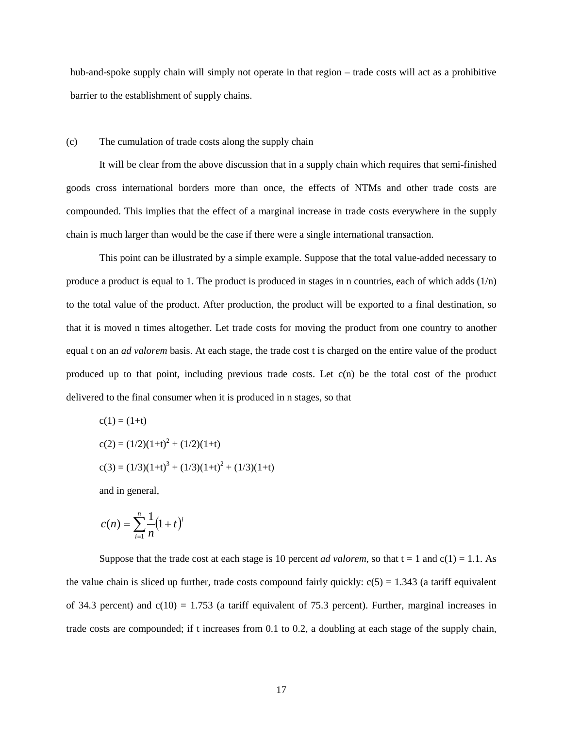hub-and-spoke supply chain will simply not operate in that region – trade costs will act as a prohibitive barrier to the establishment of supply chains.

(c) The cumulation of trade costs along the supply chain

It will be clear from the above discussion that in a supply chain which requires that semi-finished goods cross international borders more than once, the effects of NTMs and other trade costs are compounded. This implies that the effect of a marginal increase in trade costs everywhere in the supply chain is much larger than would be the case if there were a single international transaction.

This point can be illustrated by a simple example. Suppose that the total value-added necessary to produce a product is equal to 1. The product is produced in stages in n countries, each of which adds (1/n) to the total value of the product. After production, the product will be exported to a final destination, so that it is moved n times altogether. Let trade costs for moving the product from one country to another equal t on an *ad valorem* basis. At each stage, the trade cost t is charged on the entire value of the product produced up to that point, including previous trade costs. Let c(n) be the total cost of the product delivered to the final consumer when it is produced in n stages, so that

$c(1) = (1+t)$

$c(2) = (1/2)(1+t)^2 + (1/2)(1+t)$

$c(3) = (1/3)(1+t)^3 + (1/3)(1+t)^2 + (1/3)(1+t)$

and in general,

$$c(n) = \sum_{i=1}^{n} \frac{1}{n}(1+t)^i$$

Suppose that the trade cost at each stage is 10 percent *ad valorem*, so that t = 1 and c(1) = 1.1. As the value chain is sliced up further, trade costs compound fairly quickly: c(5) = 1.343 (a tariff equivalent of 34.3 percent) and c(10) = 1.753 (a tariff equivalent of 75.3 percent). Further, marginal increases in trade costs are compounded; if t increases from 0.1 to 0.2, a doubling at each stage of the supply chain,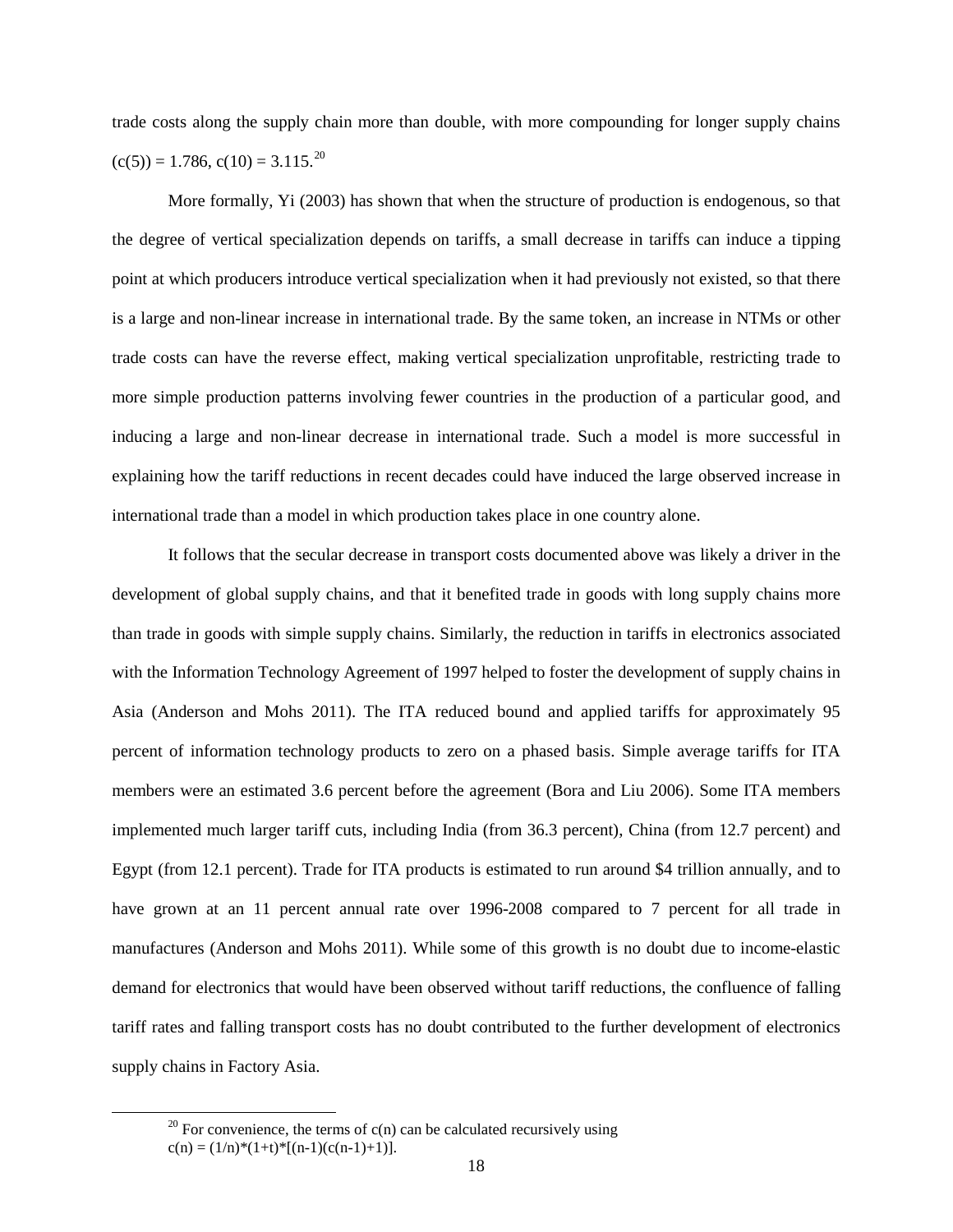trade costs along the supply chain more than double, with more compounding for longer supply chains $(c(5)) = 1.786$, $c(10) = 3.115$.[20]

More formally, Yi (2003) has shown that when the structure of production is endogenous, so that the degree of vertical specialization depends on tariffs, a small decrease in tariffs can induce a tipping point at which producers introduce vertical specialization when it had previously not existed, so that there is a large and non-linear increase in international trade. By the same token, an increase in NTMs or other trade costs can have the reverse effect, making vertical specialization unprofitable, restricting trade to more simple production patterns involving fewer countries in the production of a particular good, and inducing a large and non-linear decrease in international trade. Such a model is more successful in explaining how the tariff reductions in recent decades could have induced the large observed increase in international trade than a model in which production takes place in one country alone.

It follows that the secular decrease in transport costs documented above was likely a driver in the development of global supply chains, and that it benefited trade in goods with long supply chains more than trade in goods with simple supply chains. Similarly, the reduction in tariffs in electronics associated with the Information Technology Agreement of 1997 helped to foster the development of supply chains in Asia (Anderson and Mohs 2011). The ITA reduced bound and applied tariffs for approximately 95 percent of information technology products to zero on a phased basis. Simple average tariffs for ITA members were an estimated 3.6 percent before the agreement (Bora and Liu 2006). Some ITA members implemented much larger tariff cuts, including India (from 36.3 percent), China (from 12.7 percent) and Egypt (from 12.1 percent). Trade for ITA products is estimated to run around \$4 trillion annually, and to have grown at an 11 percent annual rate over 1996-2008 compared to 7 percent for all trade in manufactures (Anderson and Mohs 2011). While some of this growth is no doubt due to income-elastic demand for electronics that would have been observed without tariff reductions, the confluence of falling tariff rates and falling transport costs has no doubt contributed to the further development of electronics supply chains in Factory Asia.

---

[20] For convenience, the terms of $c(n)$ can be calculated recursively using $c(n) = (1/n)*(1+t)*[(n-1)(c(n-1)+1)]$.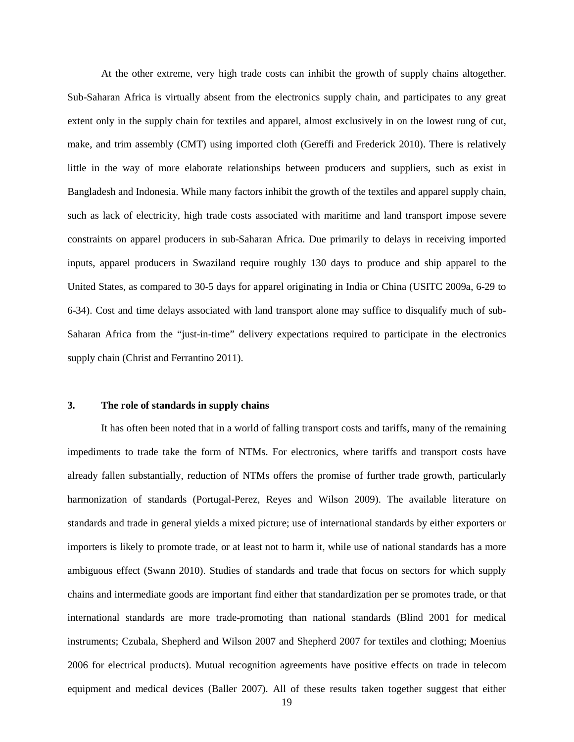At the other extreme, very high trade costs can inhibit the growth of supply chains altogether. Sub-Saharan Africa is virtually absent from the electronics supply chain, and participates to any great extent only in the supply chain for textiles and apparel, almost exclusively in on the lowest rung of cut, make, and trim assembly (CMT) using imported cloth (Gereffi and Frederick 2010). There is relatively little in the way of more elaborate relationships between producers and suppliers, such as exist in Bangladesh and Indonesia. While many factors inhibit the growth of the textiles and apparel supply chain, such as lack of electricity, high trade costs associated with maritime and land transport impose severe constraints on apparel producers in sub-Saharan Africa. Due primarily to delays in receiving imported inputs, apparel producers in Swaziland require roughly 130 days to produce and ship apparel to the United States, as compared to 30-5 days for apparel originating in India or China (USITC 2009a, 6-29 to 6-34). Cost and time delays associated with land transport alone may suffice to disqualify much of sub-Saharan Africa from the "just-in-time" delivery expectations required to participate in the electronics supply chain (Christ and Ferrantino 2011).

## 3. The role of standards in supply chains

It has often been noted that in a world of falling transport costs and tariffs, many of the remaining impediments to trade take the form of NTMs. For electronics, where tariffs and transport costs have already fallen substantially, reduction of NTMs offers the promise of further trade growth, particularly harmonization of standards (Portugal-Perez, Reyes and Wilson 2009). The available literature on standards and trade in general yields a mixed picture; use of international standards by either exporters or importers is likely to promote trade, or at least not to harm it, while use of national standards has a more ambiguous effect (Swann 2010). Studies of standards and trade that focus on sectors for which supply chains and intermediate goods are important find either that standardization per se promotes trade, or that international standards are more trade-promoting than national standards (Blind 2001 for medical instruments; Czubala, Shepherd and Wilson 2007 and Shepherd 2007 for textiles and clothing; Moenius 2006 for electrical products). Mutual recognition agreements have positive effects on trade in telecom equipment and medical devices (Baller 2007). All of these results taken together suggest that either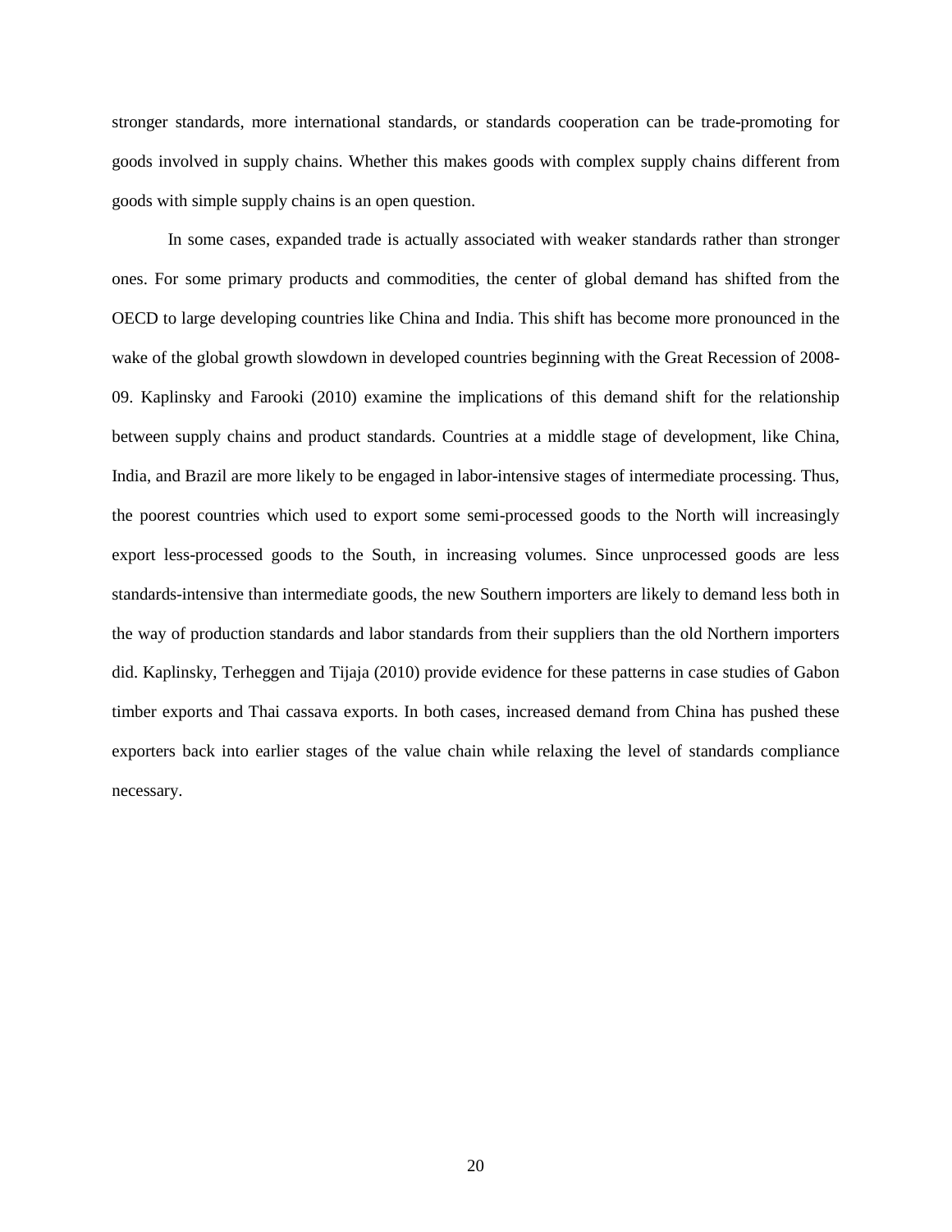stronger standards, more international standards, or standards cooperation can be trade-promoting for goods involved in supply chains. Whether this makes goods with complex supply chains different from goods with simple supply chains is an open question.

In some cases, expanded trade is actually associated with weaker standards rather than stronger ones. For some primary products and commodities, the center of global demand has shifted from the OECD to large developing countries like China and India. This shift has become more pronounced in the wake of the global growth slowdown in developed countries beginning with the Great Recession of 2008-09. Kaplinsky and Farooki (2010) examine the implications of this demand shift for the relationship between supply chains and product standards. Countries at a middle stage of development, like China, India, and Brazil are more likely to be engaged in labor-intensive stages of intermediate processing. Thus, the poorest countries which used to export some semi-processed goods to the North will increasingly export less-processed goods to the South, in increasing volumes. Since unprocessed goods are less standards-intensive than intermediate goods, the new Southern importers are likely to demand less both in the way of production standards and labor standards from their suppliers than the old Northern importers did. Kaplinsky, Terheggen and Tijaja (2010) provide evidence for these patterns in case studies of Gabon timber exports and Thai cassava exports. In both cases, increased demand from China has pushed these exporters back into earlier stages of the value chain while relaxing the level of standards compliance necessary.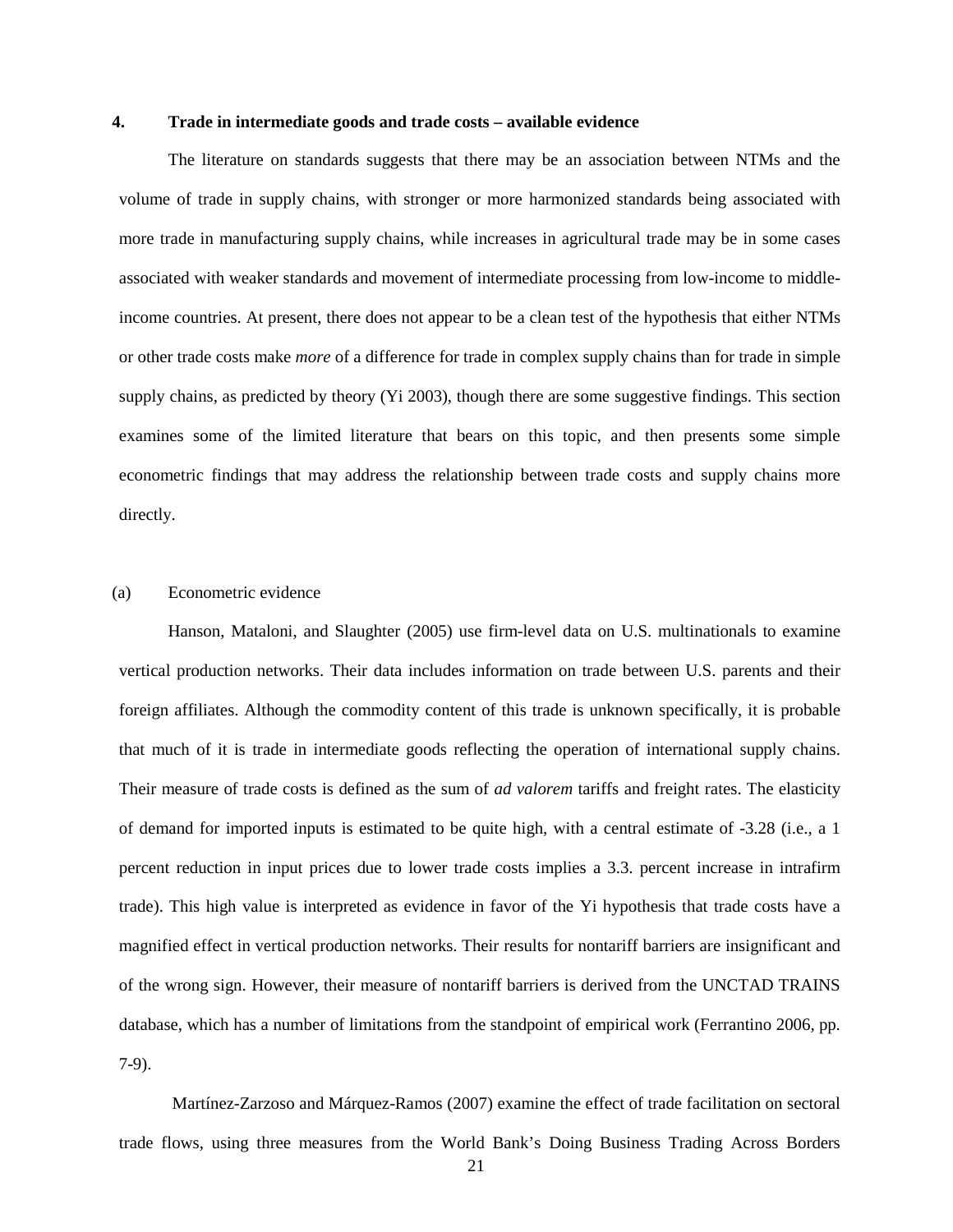## 4. Trade in intermediate goods and trade costs – available evidence

The literature on standards suggests that there may be an association between NTMs and the volume of trade in supply chains, with stronger or more harmonized standards being associated with more trade in manufacturing supply chains, while increases in agricultural trade may be in some cases associated with weaker standards and movement of intermediate processing from low-income to middle-income countries. At present, there does not appear to be a clean test of the hypothesis that either NTMs or other trade costs make *more* of a difference for trade in complex supply chains than for trade in simple supply chains, as predicted by theory (Yi 2003), though there are some suggestive findings. This section examines some of the limited literature that bears on this topic, and then presents some simple econometric findings that may address the relationship between trade costs and supply chains more directly.

### (a) Econometric evidence

Hanson, Mataloni, and Slaughter (2005) use firm-level data on U.S. multinationals to examine vertical production networks. Their data includes information on trade between U.S. parents and their foreign affiliates. Although the commodity content of this trade is unknown specifically, it is probable that much of it is trade in intermediate goods reflecting the operation of international supply chains. Their measure of trade costs is defined as the sum of *ad valorem* tariffs and freight rates. The elasticity of demand for imported inputs is estimated to be quite high, with a central estimate of -3.28 (i.e., a 1 percent reduction in input prices due to lower trade costs implies a 3.3. percent increase in intrafirm trade). This high value is interpreted as evidence in favor of the Yi hypothesis that trade costs have a magnified effect in vertical production networks. Their results for nontariff barriers are insignificant and of the wrong sign. However, their measure of nontariff barriers is derived from the UNCTAD TRAINS database, which has a number of limitations from the standpoint of empirical work (Ferrantino 2006, pp. 7-9).

Martínez-Zarzoso and Márquez-Ramos (2007) examine the effect of trade facilitation on sectoral trade flows, using three measures from the World Bank's Doing Business Trading Across Borders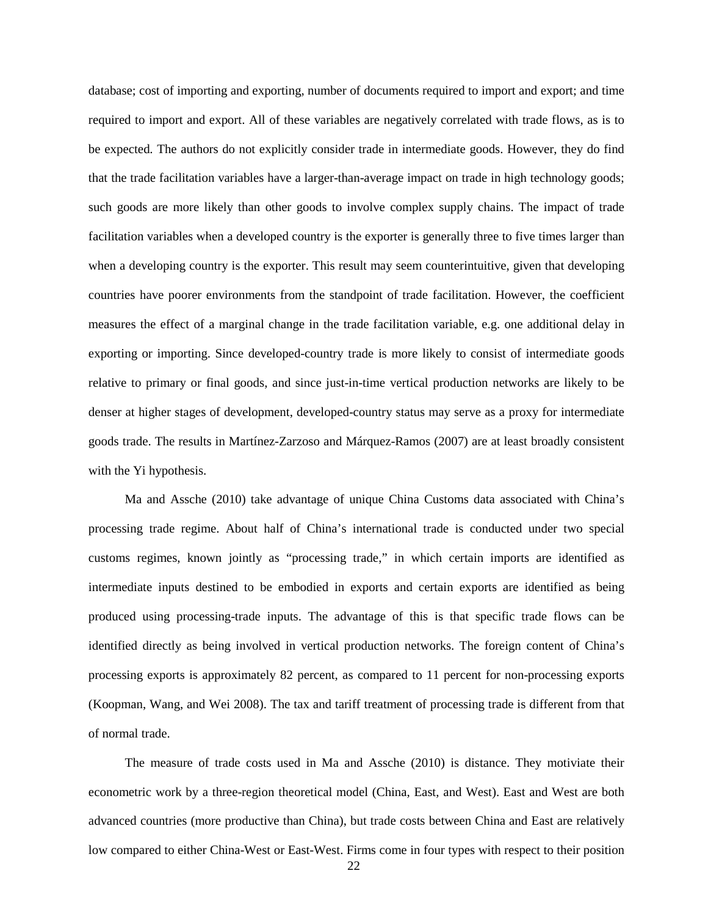database; cost of importing and exporting, number of documents required to import and export; and time required to import and export. All of these variables are negatively correlated with trade flows, as is to be expected. The authors do not explicitly consider trade in intermediate goods. However, they do find that the trade facilitation variables have a larger-than-average impact on trade in high technology goods; such goods are more likely than other goods to involve complex supply chains. The impact of trade facilitation variables when a developed country is the exporter is generally three to five times larger than when a developing country is the exporter. This result may seem counterintuitive, given that developing countries have poorer environments from the standpoint of trade facilitation. However, the coefficient measures the effect of a marginal change in the trade facilitation variable, e.g. one additional delay in exporting or importing. Since developed-country trade is more likely to consist of intermediate goods relative to primary or final goods, and since just-in-time vertical production networks are likely to be denser at higher stages of development, developed-country status may serve as a proxy for intermediate goods trade. The results in Martínez-Zarzoso and Márquez-Ramos (2007) are at least broadly consistent with the Yi hypothesis.

Ma and Assche (2010) take advantage of unique China Customs data associated with China's processing trade regime. About half of China's international trade is conducted under two special customs regimes, known jointly as "processing trade," in which certain imports are identified as intermediate inputs destined to be embodied in exports and certain exports are identified as being produced using processing-trade inputs. The advantage of this is that specific trade flows can be identified directly as being involved in vertical production networks. The foreign content of China's processing exports is approximately 82 percent, as compared to 11 percent for non-processing exports (Koopman, Wang, and Wei 2008). The tax and tariff treatment of processing trade is different from that of normal trade.

The measure of trade costs used in Ma and Assche (2010) is distance. They motiviate their econometric work by a three-region theoretical model (China, East, and West). East and West are both advanced countries (more productive than China), but trade costs between China and East are relatively low compared to either China-West or East-West. Firms come in four types with respect to their position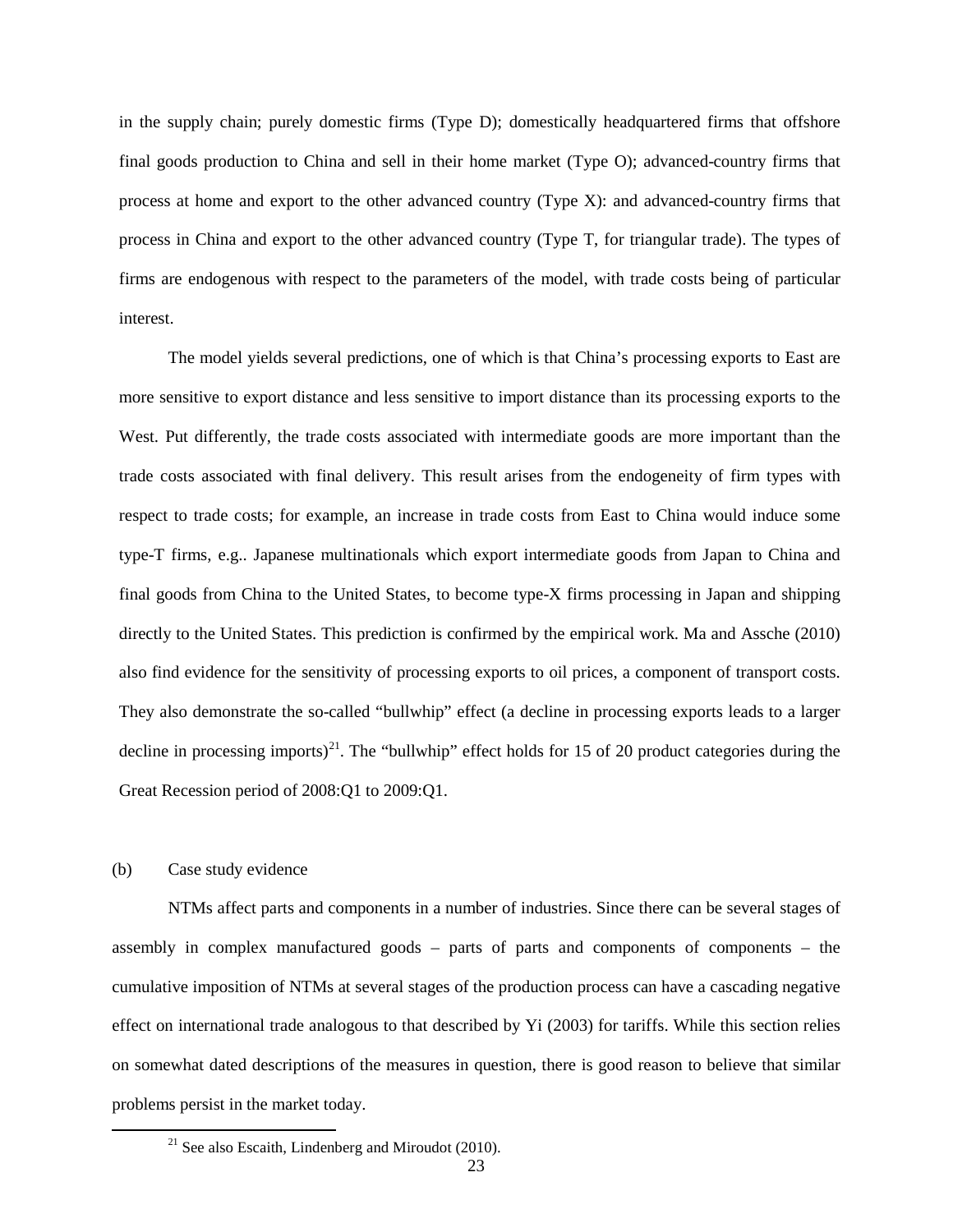in the supply chain; purely domestic firms (Type D); domestically headquartered firms that offshore final goods production to China and sell in their home market (Type O); advanced-country firms that process at home and export to the other advanced country (Type X): and advanced-country firms that process in China and export to the other advanced country (Type T, for triangular trade). The types of firms are endogenous with respect to the parameters of the model, with trade costs being of particular interest.

The model yields several predictions, one of which is that China's processing exports to East are more sensitive to export distance and less sensitive to import distance than its processing exports to the West. Put differently, the trade costs associated with intermediate goods are more important than the trade costs associated with final delivery. This result arises from the endogeneity of firm types with respect to trade costs; for example, an increase in trade costs from East to China would induce some type-T firms, e.g.. Japanese multinationals which export intermediate goods from Japan to China and final goods from China to the United States, to become type-X firms processing in Japan and shipping directly to the United States. This prediction is confirmed by the empirical work. Ma and Assche (2010) also find evidence for the sensitivity of processing exports to oil prices, a component of transport costs. They also demonstrate the so-called "bullwhip" effect (a decline in processing exports leads to a larger decline in processing imports)[21]. The "bullwhip" effect holds for 15 of 20 product categories during the Great Recession period of 2008:Q1 to 2009:Q1.

(b) Case study evidence

NTMs affect parts and components in a number of industries. Since there can be several stages of assembly in complex manufactured goods – parts of parts and components of components – the cumulative imposition of NTMs at several stages of the production process can have a cascading negative effect on international trade analogous to that described by Yi (2003) for tariffs. While this section relies on somewhat dated descriptions of the measures in question, there is good reason to believe that similar problems persist in the market today.

[21] See also Escaith, Lindenberg and Miroudot (2010).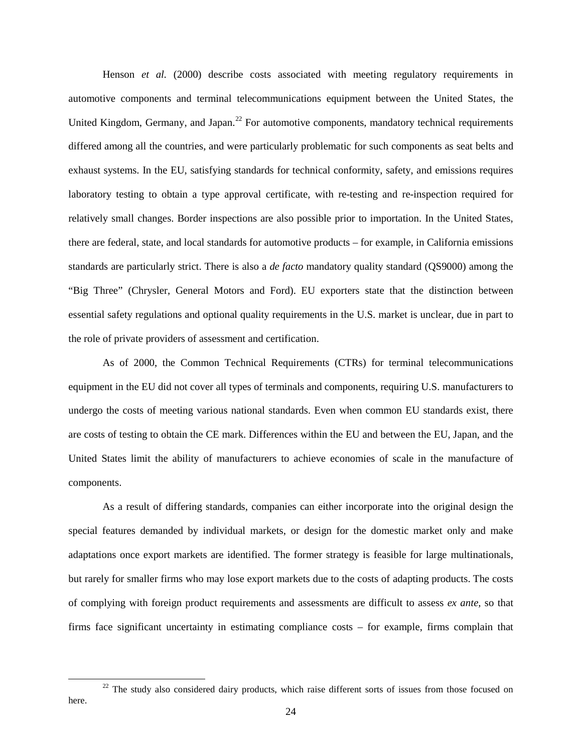Henson *et al.* (2000) describe costs associated with meeting regulatory requirements in automotive components and terminal telecommunications equipment between the United States, the United Kingdom, Germany, and Japan.[22] For automotive components, mandatory technical requirements differed among all the countries, and were particularly problematic for such components as seat belts and exhaust systems. In the EU, satisfying standards for technical conformity, safety, and emissions requires laboratory testing to obtain a type approval certificate, with re-testing and re-inspection required for relatively small changes. Border inspections are also possible prior to importation. In the United States, there are federal, state, and local standards for automotive products – for example, in California emissions standards are particularly strict. There is also a *de facto* mandatory quality standard (QS9000) among the "Big Three" (Chrysler, General Motors and Ford). EU exporters state that the distinction between essential safety regulations and optional quality requirements in the U.S. market is unclear, due in part to the role of private providers of assessment and certification.

As of 2000, the Common Technical Requirements (CTRs) for terminal telecommunications equipment in the EU did not cover all types of terminals and components, requiring U.S. manufacturers to undergo the costs of meeting various national standards. Even when common EU standards exist, there are costs of testing to obtain the CE mark. Differences within the EU and between the EU, Japan, and the United States limit the ability of manufacturers to achieve economies of scale in the manufacture of components.

As a result of differing standards, companies can either incorporate into the original design the special features demanded by individual markets, or design for the domestic market only and make adaptations once export markets are identified. The former strategy is feasible for large multinationals, but rarely for smaller firms who may lose export markets due to the costs of adapting products. The costs of complying with foreign product requirements and assessments are difficult to assess *ex ante,* so that firms face significant uncertainty in estimating compliance costs – for example, firms complain that

[22] The study also considered dairy products, which raise different sorts of issues from those focused on here.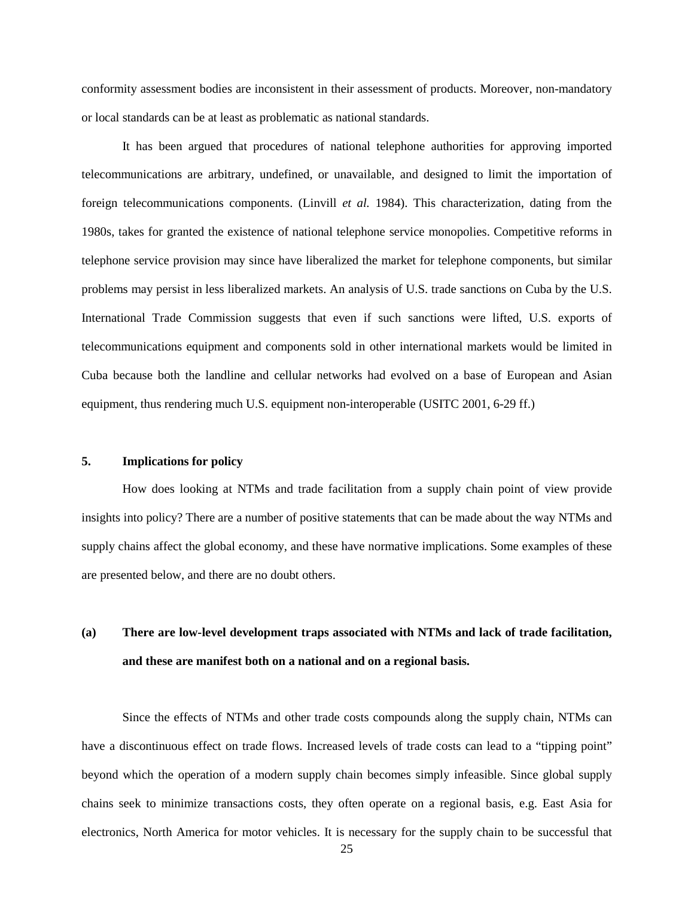conformity assessment bodies are inconsistent in their assessment of products. Moreover, non-mandatory or local standards can be at least as problematic as national standards.

It has been argued that procedures of national telephone authorities for approving imported telecommunications are arbitrary, undefined, or unavailable, and designed to limit the importation of foreign telecommunications components. (Linvill *et al.* 1984). This characterization, dating from the 1980s, takes for granted the existence of national telephone service monopolies. Competitive reforms in telephone service provision may since have liberalized the market for telephone components, but similar problems may persist in less liberalized markets. An analysis of U.S. trade sanctions on Cuba by the U.S. International Trade Commission suggests that even if such sanctions were lifted, U.S. exports of telecommunications equipment and components sold in other international markets would be limited in Cuba because both the landline and cellular networks had evolved on a base of European and Asian equipment, thus rendering much U.S. equipment non-interoperable (USITC 2001, 6-29 ff.)

## 5. Implications for policy

How does looking at NTMs and trade facilitation from a supply chain point of view provide insights into policy? There are a number of positive statements that can be made about the way NTMs and supply chains affect the global economy, and these have normative implications. Some examples of these are presented below, and there are no doubt others.

### (a) There are low-level development traps associated with NTMs and lack of trade facilitation, and these are manifest both on a national and on a regional basis.

Since the effects of NTMs and other trade costs compounds along the supply chain, NTMs can have a discontinuous effect on trade flows. Increased levels of trade costs can lead to a "tipping point" beyond which the operation of a modern supply chain becomes simply infeasible. Since global supply chains seek to minimize transactions costs, they often operate on a regional basis, e.g. East Asia for electronics, North America for motor vehicles. It is necessary for the supply chain to be successful that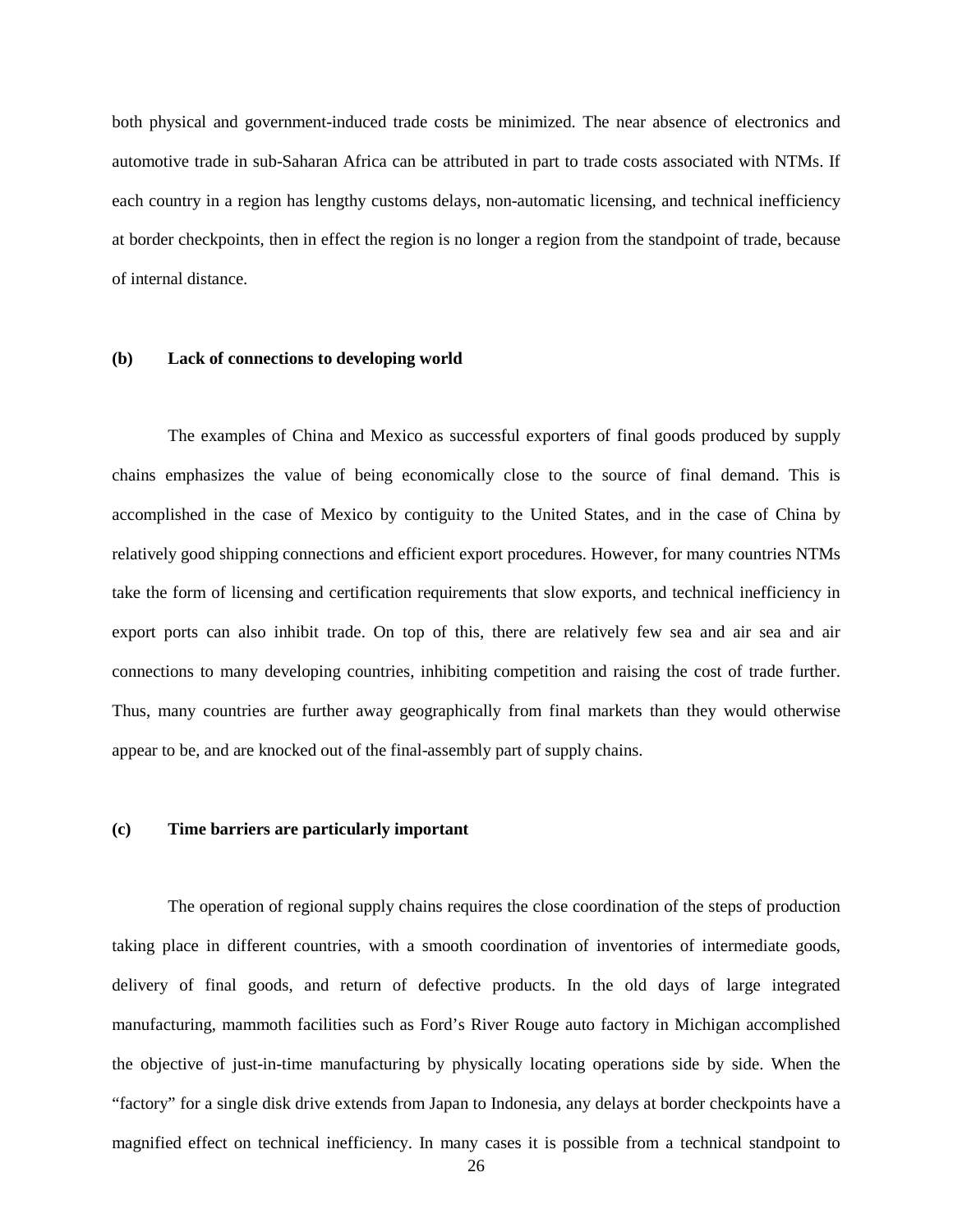both physical and government-induced trade costs be minimized. The near absence of electronics and automotive trade in sub-Saharan Africa can be attributed in part to trade costs associated with NTMs. If each country in a region has lengthy customs delays, non-automatic licensing, and technical inefficiency at border checkpoints, then in effect the region is no longer a region from the standpoint of trade, because of internal distance.

**(b) Lack of connections to developing world**

The examples of China and Mexico as successful exporters of final goods produced by supply chains emphasizes the value of being economically close to the source of final demand. This is accomplished in the case of Mexico by contiguity to the United States, and in the case of China by relatively good shipping connections and efficient export procedures. However, for many countries NTMs take the form of licensing and certification requirements that slow exports, and technical inefficiency in export ports can also inhibit trade. On top of this, there are relatively few sea and air sea and air connections to many developing countries, inhibiting competition and raising the cost of trade further. Thus, many countries are further away geographically from final markets than they would otherwise appear to be, and are knocked out of the final-assembly part of supply chains.

**(c) Time barriers are particularly important**

The operation of regional supply chains requires the close coordination of the steps of production taking place in different countries, with a smooth coordination of inventories of intermediate goods, delivery of final goods, and return of defective products. In the old days of large integrated manufacturing, mammoth facilities such as Ford's River Rouge auto factory in Michigan accomplished the objective of just-in-time manufacturing by physically locating operations side by side. When the "factory" for a single disk drive extends from Japan to Indonesia, any delays at border checkpoints have a magnified effect on technical inefficiency. In many cases it is possible from a technical standpoint to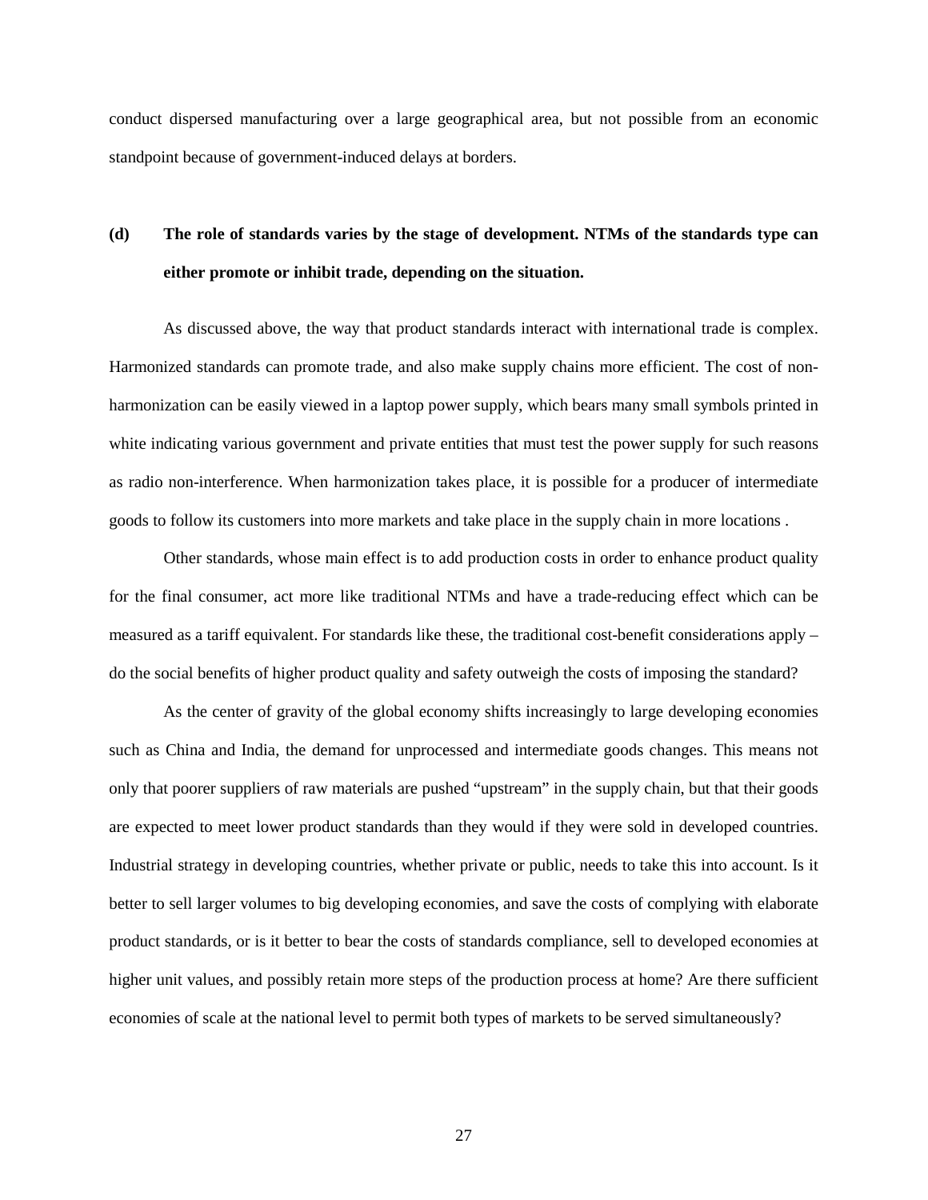conduct dispersed manufacturing over a large geographical area, but not possible from an economic standpoint because of government-induced delays at borders.

**(d) The role of standards varies by the stage of development. NTMs of the standards type can either promote or inhibit trade, depending on the situation.**

As discussed above, the way that product standards interact with international trade is complex. Harmonized standards can promote trade, and also make supply chains more efficient. The cost of non-harmonization can be easily viewed in a laptop power supply, which bears many small symbols printed in white indicating various government and private entities that must test the power supply for such reasons as radio non-interference. When harmonization takes place, it is possible for a producer of intermediate goods to follow its customers into more markets and take place in the supply chain in more locations .

Other standards, whose main effect is to add production costs in order to enhance product quality for the final consumer, act more like traditional NTMs and have a trade-reducing effect which can be measured as a tariff equivalent. For standards like these, the traditional cost-benefit considerations apply – do the social benefits of higher product quality and safety outweigh the costs of imposing the standard?

As the center of gravity of the global economy shifts increasingly to large developing economies such as China and India, the demand for unprocessed and intermediate goods changes. This means not only that poorer suppliers of raw materials are pushed "upstream" in the supply chain, but that their goods are expected to meet lower product standards than they would if they were sold in developed countries. Industrial strategy in developing countries, whether private or public, needs to take this into account. Is it better to sell larger volumes to big developing economies, and save the costs of complying with elaborate product standards, or is it better to bear the costs of standards compliance, sell to developed economies at higher unit values, and possibly retain more steps of the production process at home? Are there sufficient economies of scale at the national level to permit both types of markets to be served simultaneously?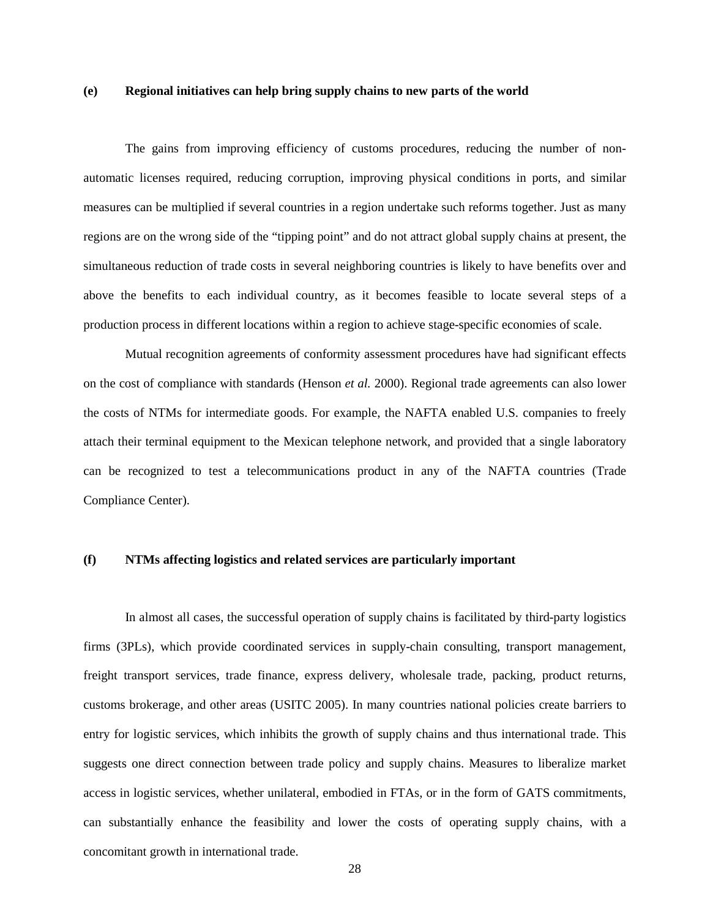### (e) Regional initiatives can help bring supply chains to new parts of the world

The gains from improving efficiency of customs procedures, reducing the number of non-automatic licenses required, reducing corruption, improving physical conditions in ports, and similar measures can be multiplied if several countries in a region undertake such reforms together. Just as many regions are on the wrong side of the "tipping point" and do not attract global supply chains at present, the simultaneous reduction of trade costs in several neighboring countries is likely to have benefits over and above the benefits to each individual country, as it becomes feasible to locate several steps of a production process in different locations within a region to achieve stage-specific economies of scale.

Mutual recognition agreements of conformity assessment procedures have had significant effects on the cost of compliance with standards (Henson *et al.* 2000). Regional trade agreements can also lower the costs of NTMs for intermediate goods. For example, the NAFTA enabled U.S. companies to freely attach their terminal equipment to the Mexican telephone network, and provided that a single laboratory can be recognized to test a telecommunications product in any of the NAFTA countries (Trade Compliance Center).

### (f) NTMs affecting logistics and related services are particularly important

In almost all cases, the successful operation of supply chains is facilitated by third-party logistics firms (3PLs), which provide coordinated services in supply-chain consulting, transport management, freight transport services, trade finance, express delivery, wholesale trade, packing, product returns, customs brokerage, and other areas (USITC 2005). In many countries national policies create barriers to entry for logistic services, which inhibits the growth of supply chains and thus international trade. This suggests one direct connection between trade policy and supply chains. Measures to liberalize market access in logistic services, whether unilateral, embodied in FTAs, or in the form of GATS commitments, can substantially enhance the feasibility and lower the costs of operating supply chains, with a concomitant growth in international trade.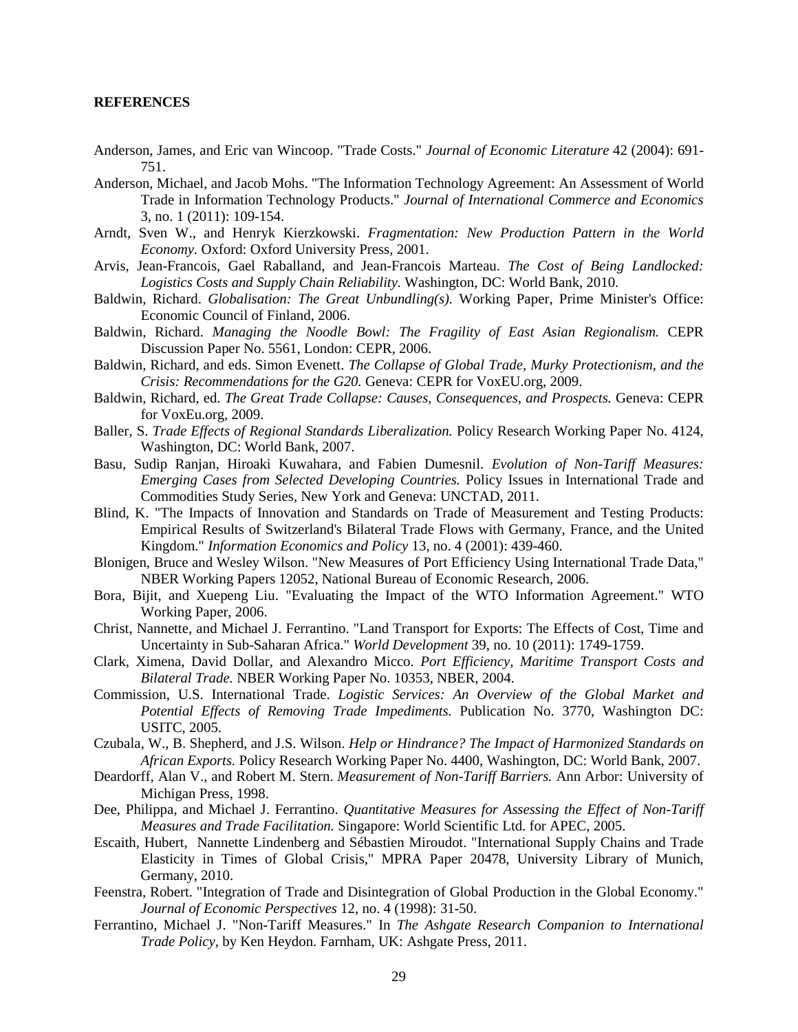**REFERENCES**

Anderson, James, and Eric van Wincoop. "Trade Costs." *Journal of Economic Literature* 42 (2004): 691-751.

Anderson, Michael, and Jacob Mohs. "The Information Technology Agreement: An Assessment of World Trade in Information Technology Products." *Journal of International Commerce and Economics* 3, no. 1 (2011): 109-154.

Arndt, Sven W., and Henryk Kierzkowski. *Fragmentation: New Production Pattern in the World Economy.* Oxford: Oxford University Press, 2001.

Arvis, Jean-Francois, Gael Raballand, and Jean-Francois Marteau. *The Cost of Being Landlocked: Logistics Costs and Supply Chain Reliability.* Washington, DC: World Bank, 2010.

Baldwin, Richard. *Globalisation: The Great Unbundling(s).* Working Paper, Prime Minister's Office: Economic Council of Finland, 2006.

Baldwin, Richard. *Managing the Noodle Bowl: The Fragility of East Asian Regionalism.* CEPR Discussion Paper No. 5561, London: CEPR, 2006.

Baldwin, Richard, and eds. Simon Evenett. *The Collapse of Global Trade, Murky Protectionism, and the Crisis: Recommendations for the G20.* Geneva: CEPR for VoxEU.org, 2009.

Baldwin, Richard, ed. *The Great Trade Collapse: Causes, Consequences, and Prospects.* Geneva: CEPR for VoxEu.org, 2009.

Baller, S. *Trade Effects of Regional Standards Liberalization.* Policy Research Working Paper No. 4124, Washington, DC: World Bank, 2007.

Basu, Sudip Ranjan, Hiroaki Kuwahara, and Fabien Dumesnil. *Evolution of Non-Tariff Measures: Emerging Cases from Selected Developing Countries.* Policy Issues in International Trade and Commodities Study Series, New York and Geneva: UNCTAD, 2011.

Blind, K. "The Impacts of Innovation and Standards on Trade of Measurement and Testing Products: Empirical Results of Switzerland's Bilateral Trade Flows with Germany, France, and the United Kingdom." *Information Economics and Policy* 13, no. 4 (2001): 439-460.

Blonigen, Bruce and Wesley Wilson. "New Measures of Port Efficiency Using International Trade Data," NBER Working Papers 12052, National Bureau of Economic Research, 2006.

Bora, Bijit, and Xuepeng Liu. "Evaluating the Impact of the WTO Information Agreement." WTO Working Paper, 2006.

Christ, Nannette, and Michael J. Ferrantino. "Land Transport for Exports: The Effects of Cost, Time and Uncertainty in Sub-Saharan Africa." *World Development* 39, no. 10 (2011): 1749-1759.

Clark, Ximena, David Dollar, and Alexandro Micco. *Port Efficiency, Maritime Transport Costs and Bilateral Trade.* NBER Working Paper No. 10353, NBER, 2004.

Commission, U.S. International Trade. *Logistic Services: An Overview of the Global Market and Potential Effects of Removing Trade Impediments.* Publication No. 3770, Washington DC: USITC, 2005.

Czubala, W., B. Shepherd, and J.S. Wilson. *Help or Hindrance? The Impact of Harmonized Standards on African Exports.* Policy Research Working Paper No. 4400, Washington, DC: World Bank, 2007.

Deardorff, Alan V., and Robert M. Stern. *Measurement of Non-Tariff Barriers.* Ann Arbor: University of Michigan Press, 1998.

Dee, Philippa, and Michael J. Ferrantino. *Quantitative Measures for Assessing the Effect of Non-Tariff Measures and Trade Facilitation.* Singapore: World Scientific Ltd. for APEC, 2005.

Escaith, Hubert, Nannette Lindenberg and Sébastien Miroudot. "International Supply Chains and Trade Elasticity in Times of Global Crisis," MPRA Paper 20478, University Library of Munich, Germany, 2010.

Feenstra, Robert. "Integration of Trade and Disintegration of Global Production in the Global Economy." *Journal of Economic Perspectives* 12, no. 4 (1998): 31-50.

Ferrantino, Michael J. "Non-Tariff Measures." In *The Ashgate Research Companion to International Trade Policy*, by Ken Heydon. Farnham, UK: Ashgate Press, 2011.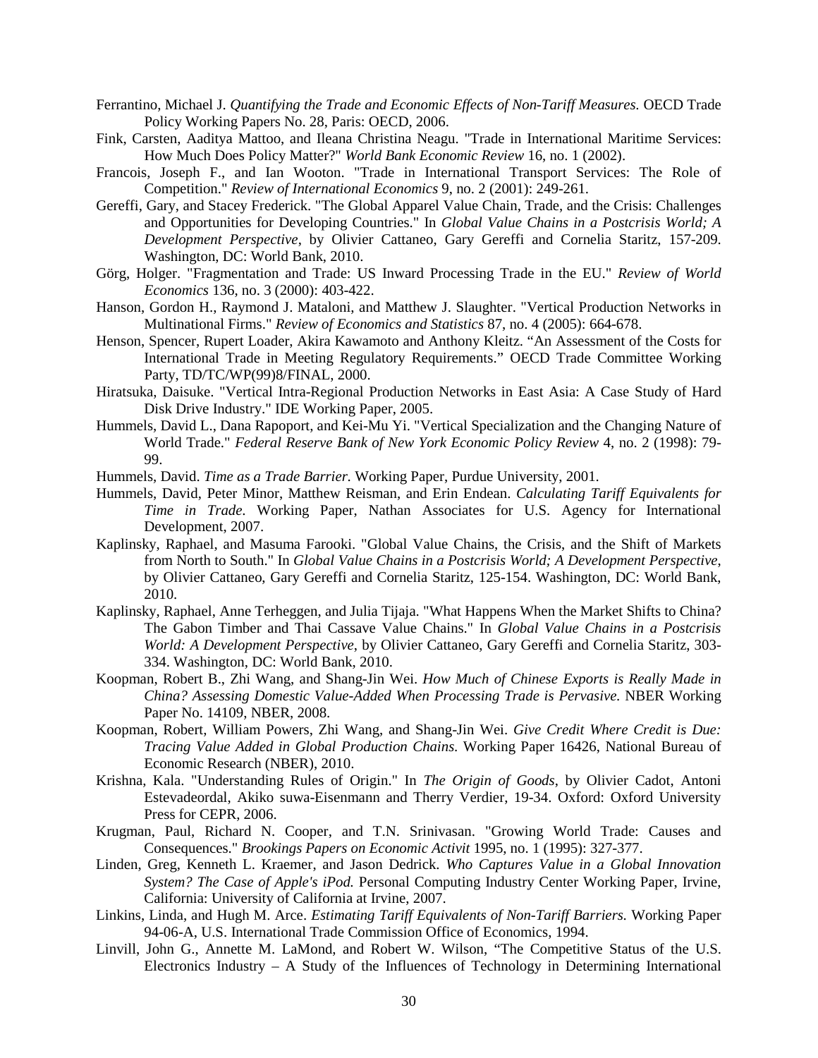Ferrantino, Michael J. *Quantifying the Trade and Economic Effects of Non-Tariff Measures.* OECD Trade Policy Working Papers No. 28, Paris: OECD, 2006.

Fink, Carsten, Aaditya Mattoo, and Ileana Christina Neagu. "Trade in International Maritime Services: How Much Does Policy Matter?" *World Bank Economic Review* 16, no. 1 (2002).

Francois, Joseph F., and Ian Wooton. "Trade in International Transport Services: The Role of Competition." *Review of International Economics* 9, no. 2 (2001): 249-261.

Gereffi, Gary, and Stacey Frederick. "The Global Apparel Value Chain, Trade, and the Crisis: Challenges and Opportunities for Developing Countries." In *Global Value Chains in a Postcrisis World; A Development Perspective*, by Olivier Cattaneo, Gary Gereffi and Cornelia Staritz, 157-209. Washington, DC: World Bank, 2010.

Görg, Holger. "Fragmentation and Trade: US Inward Processing Trade in the EU." *Review of World Economics* 136, no. 3 (2000): 403-422.

Hanson, Gordon H., Raymond J. Mataloni, and Matthew J. Slaughter. "Vertical Production Networks in Multinational Firms." *Review of Economics and Statistics* 87, no. 4 (2005): 664-678.

Henson, Spencer, Rupert Loader, Akira Kawamoto and Anthony Kleitz. "An Assessment of the Costs for International Trade in Meeting Regulatory Requirements." OECD Trade Committee Working Party, TD/TC/WP(99)8/FINAL, 2000.

Hiratsuka, Daisuke. "Vertical Intra-Regional Production Networks in East Asia: A Case Study of Hard Disk Drive Industry." IDE Working Paper, 2005.

Hummels, David L., Dana Rapoport, and Kei-Mu Yi. "Vertical Specialization and the Changing Nature of World Trade." *Federal Reserve Bank of New York Economic Policy Review* 4, no. 2 (1998): 79-99.

Hummels, David. *Time as a Trade Barrier.* Working Paper, Purdue University, 2001.

Hummels, David, Peter Minor, Matthew Reisman, and Erin Endean. *Calculating Tariff Equivalents for Time in Trade.* Working Paper, Nathan Associates for U.S. Agency for International Development, 2007.

Kaplinsky, Raphael, and Masuma Farooki. "Global Value Chains, the Crisis, and the Shift of Markets from North to South." In *Global Value Chains in a Postcrisis World; A Development Perspective*, by Olivier Cattaneo, Gary Gereffi and Cornelia Staritz, 125-154. Washington, DC: World Bank, 2010.

Kaplinsky, Raphael, Anne Terheggen, and Julia Tijaja. "What Happens When the Market Shifts to China? The Gabon Timber and Thai Cassave Value Chains." In *Global Value Chains in a Postcrisis World: A Development Perspective*, by Olivier Cattaneo, Gary Gereffi and Cornelia Staritz, 303-334. Washington, DC: World Bank, 2010.

Koopman, Robert B., Zhi Wang, and Shang-Jin Wei. *How Much of Chinese Exports is Really Made in China? Assessing Domestic Value-Added When Processing Trade is Pervasive.* NBER Working Paper No. 14109, NBER, 2008.

Koopman, Robert, William Powers, Zhi Wang, and Shang-Jin Wei. *Give Credit Where Credit is Due: Tracing Value Added in Global Production Chains.* Working Paper 16426, National Bureau of Economic Research (NBER), 2010.

Krishna, Kala. "Understanding Rules of Origin." In *The Origin of Goods*, by Olivier Cadot, Antoni Estevadeordal, Akiko suwa-Eisenmann and Therry Verdier, 19-34. Oxford: Oxford University Press for CEPR, 2006.

Krugman, Paul, Richard N. Cooper, and T.N. Srinivasan. "Growing World Trade: Causes and Consequences." *Brookings Papers on Economic Activit* 1995, no. 1 (1995): 327-377.

Linden, Greg, Kenneth L. Kraemer, and Jason Dedrick. *Who Captures Value in a Global Innovation System? The Case of Apple's iPod.* Personal Computing Industry Center Working Paper, Irvine, California: University of California at Irvine, 2007.

Linkins, Linda, and Hugh M. Arce. *Estimating Tariff Equivalents of Non-Tariff Barriers.* Working Paper 94-06-A, U.S. International Trade Commission Office of Economics, 1994.

Linvill, John G., Annette M. LaMond, and Robert W. Wilson, "The Competitive Status of the U.S. Electronics Industry – A Study of the Influences of Technology in Determining International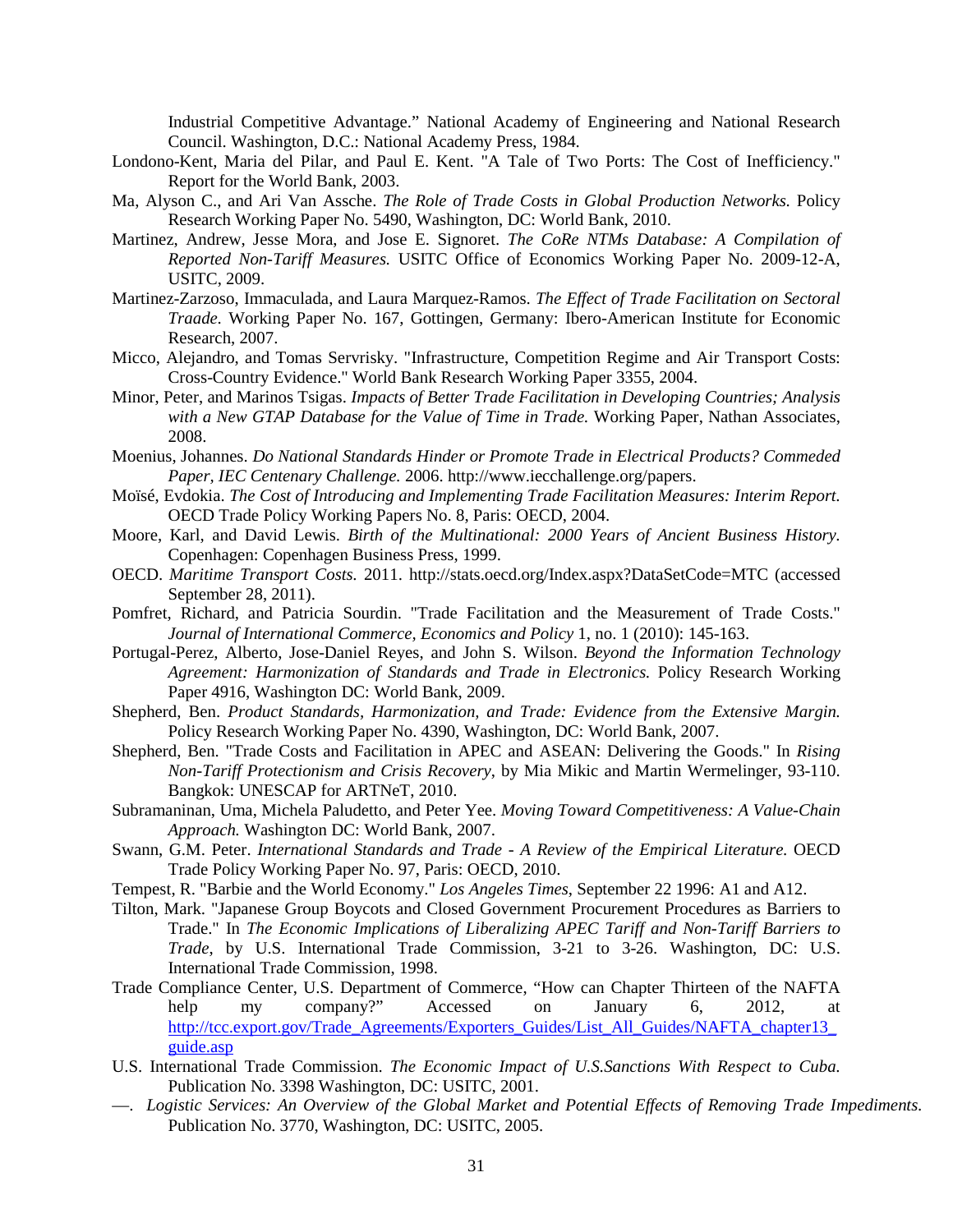Industrial Competitive Advantage." National Academy of Engineering and National Research Council. Washington, D.C.: National Academy Press, 1984.

Londono-Kent, Maria del Pilar, and Paul E. Kent. "A Tale of Two Ports: The Cost of Inefficiency." Report for the World Bank, 2003.

Ma, Alyson C., and Ari Van Assche. *The Role of Trade Costs in Global Production Networks.* Policy Research Working Paper No. 5490, Washington, DC: World Bank, 2010.

Martinez, Andrew, Jesse Mora, and Jose E. Signoret. *The CoRe NTMs Database: A Compilation of Reported Non-Tariff Measures.* USITC Office of Economics Working Paper No. 2009-12-A, USITC, 2009.

Martinez-Zarzoso, Immaculada, and Laura Marquez-Ramos. *The Effect of Trade Facilitation on Sectoral Traade.* Working Paper No. 167, Gottingen, Germany: Ibero-American Institute for Economic Research, 2007.

Micco, Alejandro, and Tomas Servrisky. "Infrastructure, Competition Regime and Air Transport Costs: Cross-Country Evidence." World Bank Research Working Paper 3355, 2004.

Minor, Peter, and Marinos Tsigas. *Impacts of Better Trade Facilitation in Developing Countries; Analysis with a New GTAP Database for the Value of Time in Trade.* Working Paper, Nathan Associates, 2008.

Moenius, Johannes. *Do National Standards Hinder or Promote Trade in Electrical Products? Commeded Paper, IEC Centenary Challenge.* 2006. http://www.iecchallenge.org/papers.

Moïsé, Evdokia. *The Cost of Introducing and Implementing Trade Facilitation Measures: Interim Report.* OECD Trade Policy Working Papers No. 8, Paris: OECD, 2004.

Moore, Karl, and David Lewis. *Birth of the Multinational: 2000 Years of Ancient Business History.* Copenhagen: Copenhagen Business Press, 1999.

OECD. *Maritime Transport Costs.* 2011. http://stats.oecd.org/Index.aspx?DataSetCode=MTC (accessed September 28, 2011).

Pomfret, Richard, and Patricia Sourdin. "Trade Facilitation and the Measurement of Trade Costs." *Journal of International Commerce, Economics and Policy* 1, no. 1 (2010): 145-163.

Portugal-Perez, Alberto, Jose-Daniel Reyes, and John S. Wilson. *Beyond the Information Technology Agreement: Harmonization of Standards and Trade in Electronics.* Policy Research Working Paper 4916, Washington DC: World Bank, 2009.

Shepherd, Ben. *Product Standards, Harmonization, and Trade: Evidence from the Extensive Margin.* Policy Research Working Paper No. 4390, Washington, DC: World Bank, 2007.

Shepherd, Ben. "Trade Costs and Facilitation in APEC and ASEAN: Delivering the Goods." In *Rising Non-Tariff Protectionism and Crisis Recovery*, by Mia Mikic and Martin Wermelinger, 93-110. Bangkok: UNESCAP for ARTNeT, 2010.

Subramaninan, Uma, Michela Paludetto, and Peter Yee. *Moving Toward Competitiveness: A Value-Chain Approach.* Washington DC: World Bank, 2007.

Swann, G.M. Peter. *International Standards and Trade - A Review of the Empirical Literature.* OECD Trade Policy Working Paper No. 97, Paris: OECD, 2010.

Tempest, R. "Barbie and the World Economy." *Los Angeles Times*, September 22 1996: A1 and A12.

Tilton, Mark. "Japanese Group Boycots and Closed Government Procurement Procedures as Barriers to Trade." In *The Economic Implications of Liberalizing APEC Tariff and Non-Tariff Barriers to Trade*, by U.S. International Trade Commission, 3-21 to 3-26. Washington, DC: U.S. International Trade Commission, 1998.

Trade Compliance Center, U.S. Department of Commerce, "How can Chapter Thirteen of the NAFTA help my company?" Accessed on January 6, 2012, at http://tcc.export.gov/Trade_Agreements/Exporters_Guides/List_All_Guides/NAFTA_chapter13_guide.asp

U.S. International Trade Commission. *The Economic Impact of U.S.Sanctions With Respect to Cuba.* Publication No. 3398 Washington, DC: USITC, 2001.

—. *Logistic Services: An Overview of the Global Market and Potential Effects of Removing Trade Impediments.* Publication No. 3770, Washington, DC: USITC, 2005.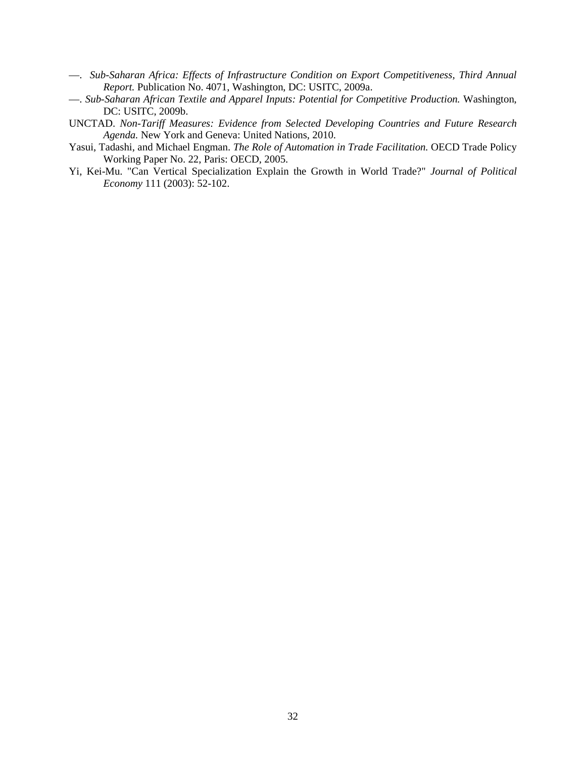—. *Sub-Saharan Africa: Effects of Infrastructure Condition on Export Competitiveness, Third Annual Report.* Publication No. 4071, Washington, DC: USITC, 2009a.

—. *Sub-Saharan African Textile and Apparel Inputs: Potential for Competitive Production.* Washington, DC: USITC, 2009b.

UNCTAD. *Non-Tariff Measures: Evidence from Selected Developing Countries and Future Research Agenda.* New York and Geneva: United Nations, 2010.

Yasui, Tadashi, and Michael Engman. *The Role of Automation in Trade Facilitation.* OECD Trade Policy Working Paper No. 22, Paris: OECD, 2005.

Yi, Kei-Mu. "Can Vertical Specialization Explain the Growth in World Trade?" *Journal of Political Economy* 111 (2003): 52-102.